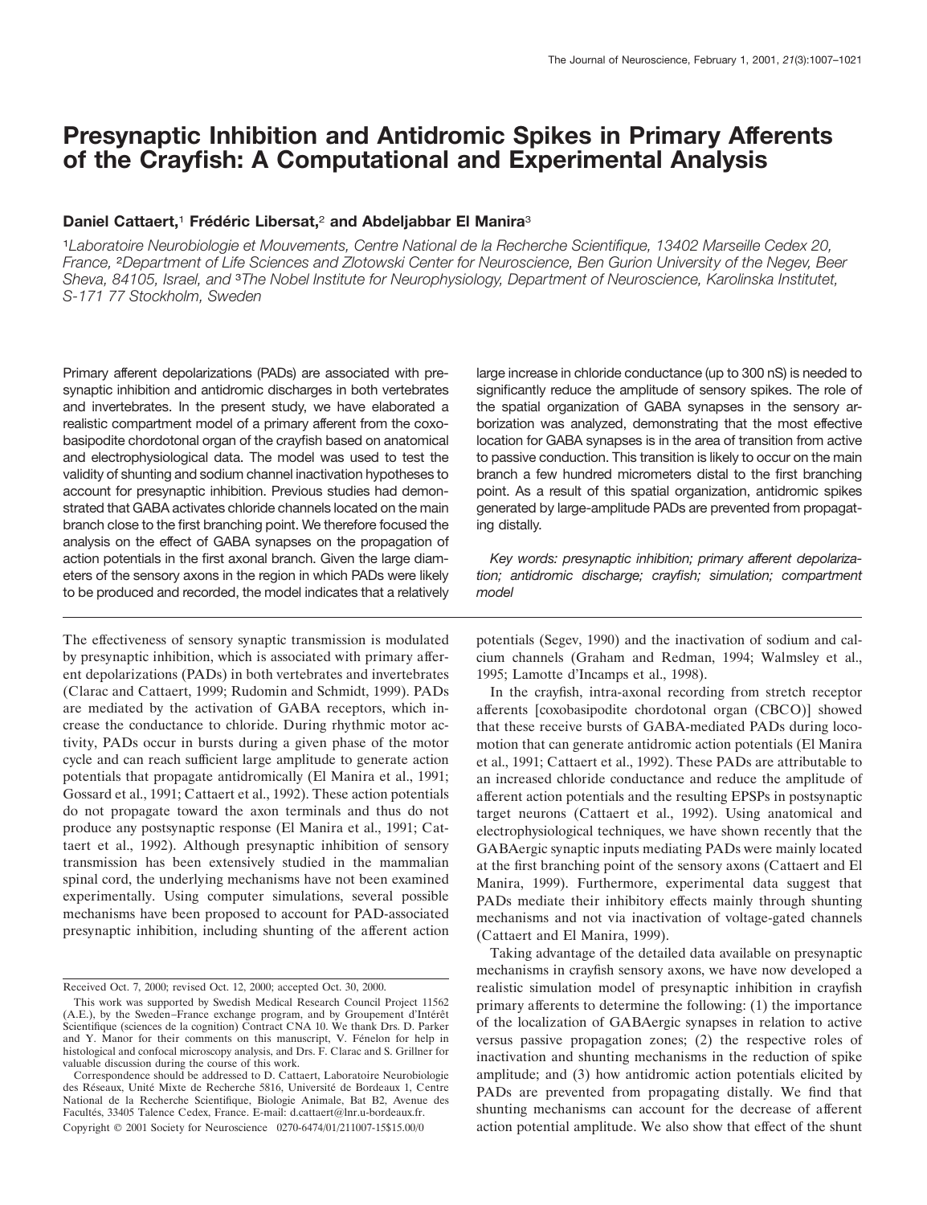# Presynaptic Inhibition and Antidromic Spikes in Primary Afferents of the Crayfish: A Computational and Experimental Analysis

**Daniel Cattaert,[1] Frédéric Libersat,[2] and Abdeljabbar El Manira[3]**

[1]*Laboratoire Neurobiologie et Mouvements, Centre National de la Recherche Scientifique, 13402 Marseille Cedex 20, France,* [2]*Department of Life Sciences and Zlotowski Center for Neuroscience, Ben Gurion University of the Negev, Beer Sheva, 84105, Israel, and* [3]*The Nobel Institute for Neurophysiology, Department of Neuroscience, Karolinska Institutet, S-171 77 Stockholm, Sweden*

Primary afferent depolarizations (PADs) are associated with presynaptic inhibition and antidromic discharges in both vertebrates and invertebrates. In the present study, we have elaborated a realistic compartment model of a primary afferent from the coxobasipodite chordotonal organ of the crayfish based on anatomical and electrophysiological data. The model was used to test the validity of shunting and sodium channel inactivation hypotheses to account for presynaptic inhibition. Previous studies had demonstrated that GABA activates chloride channels located on the main branch close to the first branching point. We therefore focused the analysis on the effect of GABA synapses on the propagation of action potentials in the first axonal branch. Given the large diameters of the sensory axons in the region in which PADs were likely to be produced and recorded, the model indicates that a relatively large increase in chloride conductance (up to 300 nS) is needed to significantly reduce the amplitude of sensory spikes. The role of the spatial organization of GABA synapses in the sensory arborization was analyzed, demonstrating that the most effective location for GABA synapses is in the area of transition from active to passive conduction. This transition is likely to occur on the main branch a few hundred micrometers distal to the first branching point. As a result of this spatial organization, antidromic spikes generated by large-amplitude PADs are prevented from propagating distally.

*Key words: presynaptic inhibition; primary afferent depolarization; antidromic discharge; crayfish; simulation; compartment model*

The effectiveness of sensory synaptic transmission is modulated by presynaptic inhibition, which is associated with primary afferent depolarizations (PADs) in both vertebrates and invertebrates (Clarac and Cattaert, 1999; Rudomin and Schmidt, 1999). PADs are mediated by the activation of GABA receptors, which increase the conductance to chloride. During rhythmic motor activity, PADs occur in bursts during a given phase of the motor cycle and can reach sufficient large amplitude to generate action potentials that propagate antidromically (El Manira et al., 1991; Gossard et al., 1991; Cattaert et al., 1992). These action potentials do not propagate toward the axon terminals and thus do not produce any postsynaptic response (El Manira et al., 1991; Cattaert et al., 1992). Although presynaptic inhibition of sensory transmission has been extensively studied in the mammalian spinal cord, the underlying mechanisms have not been examined experimentally. Using computer simulations, several possible mechanisms have been proposed to account for PAD-associated presynaptic inhibition, including shunting of the afferent action potentials (Segev, 1990) and the inactivation of sodium and calcium channels (Graham and Redman, 1994; Walmsley et al., 1995; Lamotte d'Incamps et al., 1998).

In the crayfish, intra-axonal recording from stretch receptor afferents [coxobasipodite chordotonal organ (CBCO)] showed that these receive bursts of GABA-mediated PADs during locomotion that can generate antidromic action potentials (El Manira et al., 1991; Cattaert et al., 1992). These PADs are attributable to an increased chloride conductance and reduce the amplitude of afferent action potentials and the resulting EPSPs in postsynaptic target neurons (Cattaert et al., 1992). Using anatomical and electrophysiological techniques, we have shown recently that the GABAergic synaptic inputs mediating PADs were mainly located at the first branching point of the sensory axons (Cattaert and El Manira, 1999). Furthermore, experimental data suggest that PADs mediate their inhibitory effects mainly through shunting mechanisms and not via inactivation of voltage-gated channels (Cattaert and El Manira, 1999).

Taking advantage of the detailed data available on presynaptic mechanisms in crayfish sensory axons, we have now developed a realistic simulation model of presynaptic inhibition in crayfish primary afferents to determine the following: (1) the importance of the localization of GABAergic synapses in relation to active versus passive propagation zones; (2) the respective roles of inactivation and shunting mechanisms in the reduction of spike amplitude; and (3) how antidromic action potentials elicited by PADs are prevented from propagating distally. We find that shunting mechanisms can account for the decrease of afferent action potential amplitude. We also show that effect of the shunt

Received Oct. 7, 2000; revised Oct. 12, 2000; accepted Oct. 30, 2000.

This work was supported by Swedish Medical Research Council Project 11562 (A.E.), by the Sweden–France exchange program, and by Groupement d'Intérêt Scientifique (sciences de la cognition) Contract CNA 10. We thank Drs. D. Parker and Y. Manor for their comments on this manuscript, V. Fénelon for help in histological and confocal microscopy analysis, and Drs. F. Clarac and S. Grillner for valuable discussion during the course of this work.

Correspondence should be addressed to D. Cattaert, Laboratoire Neurobiologie des Réseaux, Unité Mixte de Recherche 5816, Université de Bordeaux 1, Centre National de la Recherche Scientifique, Biologie Animale, Bat B2, Avenue des Facultés, 33405 Talence Cedex, France. E-mail: d.cattaert@lnr.u-bordeaux.fr.

Copyright © 2001 Society for Neuroscience 0270-6474/01/211007-15$15.00/0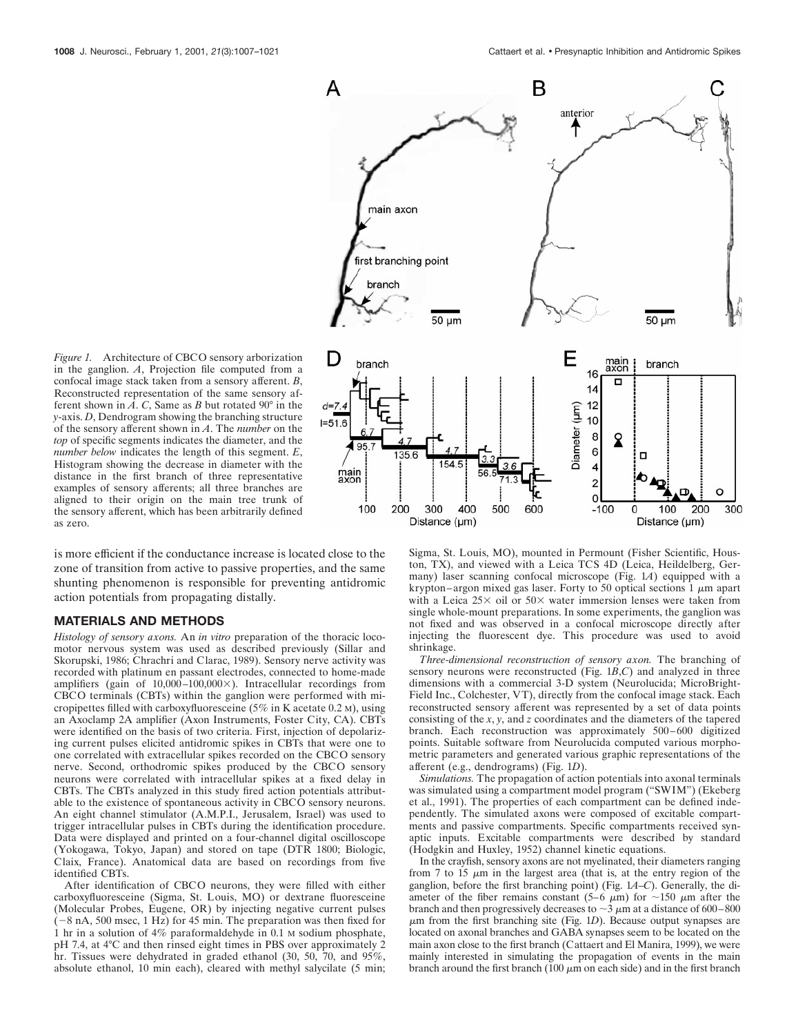*Figure 1.* Architecture of CBCO sensory arborization in the ganglion. *A*, Projection file computed from a confocal image stack taken from a sensory afferent. *B*, Reconstructed representation of the same sensory afferent shown in *A*. *C*, Same as *B* but rotated 90° in the *y*-axis. *D*, Dendrogram showing the branching structure of the sensory afferent shown in *A*. The *number* on the *top* of specific segments indicates the diameter, and the *number below* indicates the length of this segment. *E*, Histogram showing the decrease in diameter with the distance in the first branch of three representative examples of sensory afferents; all three branches are aligned to their origin on the main tree trunk of the sensory afferent, which has been arbitrarily defined as zero.

is more efficient if the conductance increase is located close to the zone of transition from active to passive properties, and the same shunting phenomenon is responsible for preventing antidromic action potentials from propagating distally.

## MATERIALS AND METHODS

*Histology of sensory axons.* An *in vitro* preparation of the thoracic locomotor nervous system was used as described previously (Sillar and Skorupski, 1986; Chrachri and Clarac, 1989). Sensory nerve activity was recorded with platinum en passant electrodes, connected to home-made amplifiers (gain of 10,000–100,000×). Intracellular recordings from CBCO terminals (CBTs) within the ganglion were performed with micropipettes filled with carboxyfluoresceine (5% in K acetate 0.2 M), using an Axoclamp 2A amplifier (Axon Instruments, Foster City, CA). CBTs were identified on the basis of two criteria. First, injection of depolarizing current pulses elicited antidromic spikes in CBTs that were one to one correlated with extracellular spikes recorded on the CBCO sensory nerve. Second, orthodromic spikes produced by the CBCO sensory neurons were correlated with intracellular spikes at a fixed delay in CBTs. The CBTs analyzed in this study fired action potentials attributable to the existence of spontaneous activity in CBCO sensory neurons. An eight channel stimulator (A.M.P.I., Jerusalem, Israel) was used to trigger intracellular pulses in CBTs during the identification procedure. Data were displayed and printed on a four-channel digital oscilloscope (Yokogawa, Tokyo, Japan) and stored on tape (DTR 1800; Biologic, Claix, France). Anatomical data are based on recordings from five identified CBTs.

After identification of CBCO neurons, they were filled with either carboxyfluoresceine (Sigma, St. Louis, MO) or dextrane fluoresceine (Molecular Probes, Eugene, OR) by injecting negative current pulses (−8 nA, 500 msec, 1 Hz) for 45 min. The preparation was then fixed for 1 hr in a solution of 4% paraformaldehyde in 0.1 M sodium phosphate, pH 7.4, at 4°C and then rinsed eight times in PBS over approximately 2 hr. Tissues were dehydrated in graded ethanol (30, 50, 70, and 95%, absolute ethanol, 10 min each), cleared with methyl salycilate (5 min; Sigma, St. Louis, MO), mounted in Permount (Fisher Scientific, Houston, TX), and viewed with a Leica TCS 4D (Leica, Heildelberg, Germany) laser scanning confocal microscope (Fig. 1*A*) equipped with a krypton–argon mixed gas laser. Forty to 50 optical sections 1 μm apart with a Leica 25× oil or 50× water immersion lenses were taken from single whole-mount preparations. In some experiments, the ganglion was not fixed and was observed in a confocal microscope directly after injecting the fluorescent dye. This procedure was used to avoid shrinkage.

*Three-dimensional reconstruction of sensory axon.* The branching of sensory neurons were reconstructed (Fig. 1*B*,*C*) and analyzed in three dimensions with a commercial 3-D system (Neurolucida; MicroBrightField Inc., Colchester, VT), directly from the confocal image stack. Each reconstructed sensory afferent was represented by a set of data points consisting of the *x*, *y*, and *z* coordinates and the diameters of the tapered branch. Each reconstruction was approximately 500–600 digitized points. Suitable software from Neurolucida computed various morphometric parameters and generated various graphic representations of the afferent (e.g., dendrograms) (Fig. 1*D*).

*Simulations.* The propagation of action potentials into axonal terminals was simulated using a compartment model program ("SWIM") (Ekeberg et al., 1991). The properties of each compartment can be defined independently. The simulated axons were composed of excitable compartments and passive compartments. Specific compartments received synaptic inputs. Excitable compartments were described by standard (Hodgkin and Huxley, 1952) channel kinetic equations.

In the crayfish, sensory axons are not myelinated, their diameters ranging from 7 to 15 μm in the largest area (that is, at the entry region of the ganglion, before the first branching point) (Fig. 1*A*–*C*). Generally, the diameter of the fiber remains constant (5–6 μm) for ~150 μm after the branch and then progressively decreases to ~3 μm at a distance of 600–800 μm from the first branching site (Fig. 1*D*). Because output synapses are located on axonal branches and GABA synapses seem to be located on the main axon close to the first branch (Cattaert and El Manira, 1999), we were mainly interested in simulating the propagation of events in the main branch around the first branch (100 μm on each side) and in the first branch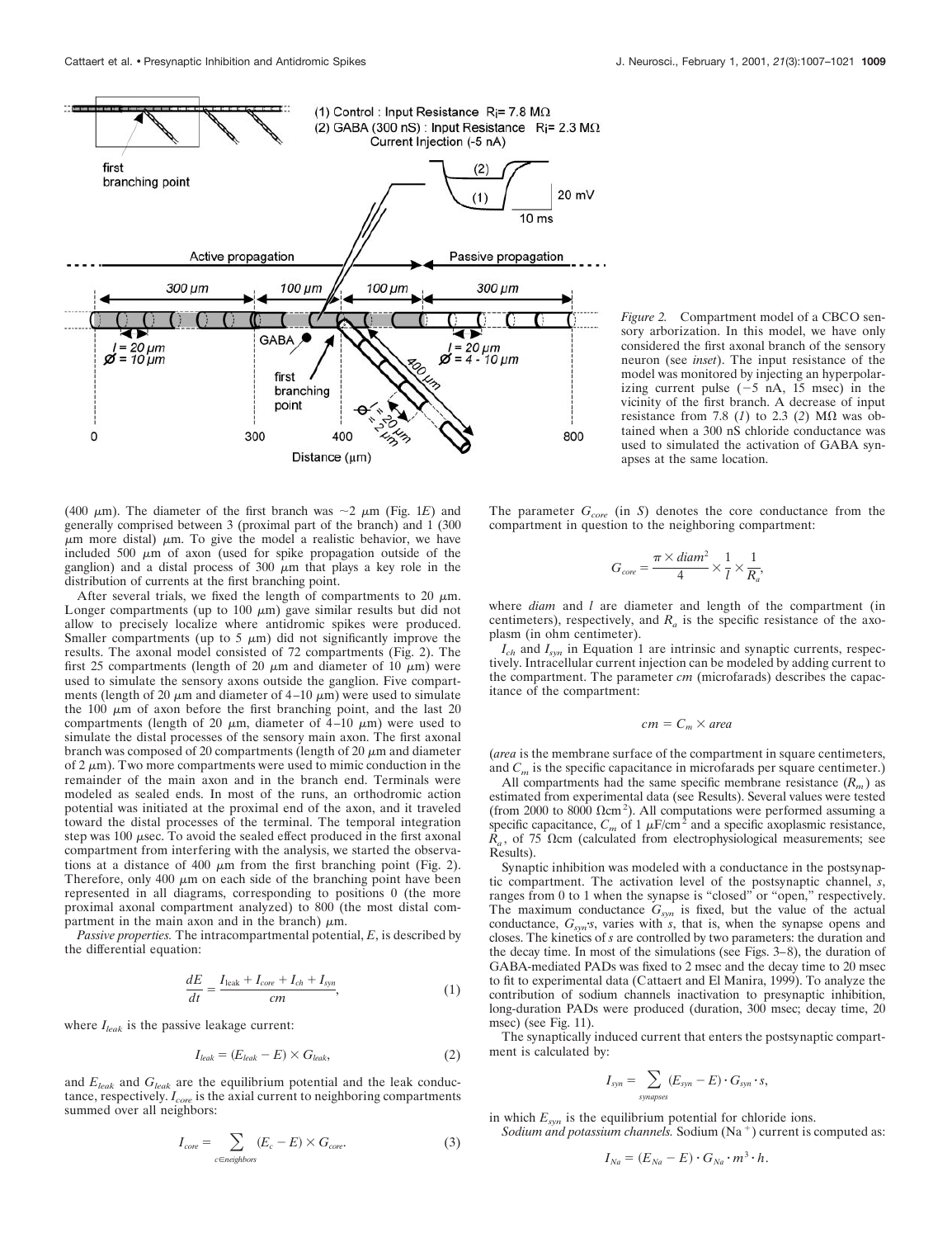*Figure 2.* Compartment model of a CBCO sensory arborization. In this model, we have only considered the first axonal branch of the sensory neuron (see *inset*). The input resistance of the model was monitored by injecting an hyperpolarizing current pulse (−5 nA, 15 msec) in the vicinity of the first branch. A decrease of input resistance from 7.8 (*1*) to 2.3 (*2*) MΩ was obtained when a 300 nS chloride conductance was used to simulated the activation of GABA synapses at the same location.

(400 μm). The diameter of the first branch was ~2 μm (Fig. 1*E*) and generally comprised between 3 (proximal part of the branch) and 1 (300 μm more distal) μm. To give the model a realistic behavior, we have included 500 μm of axon (used for spike propagation outside of the ganglion) and a distal process of 300 μm that plays a key role in the distribution of currents at the first branching point.

After several trials, we fixed the length of compartments to 20 μm. Longer compartments (up to 100 μm) gave similar results but did not allow to precisely localize where antidromic spikes were produced. Smaller compartments (up to 5 μm) did not significantly improve the results. The axonal model consisted of 72 compartments (Fig. 2). The first 25 compartments (length of 20 μm and diameter of 10 μm) were used to simulate the sensory axons outside the ganglion. Five compartments (length of 20 μm and diameter of 4–10 μm) were used to simulate the 100 μm of axon before the first branching point, and the last 20 compartments (length of 20 μm, diameter of 4–10 μm) were used to simulate the distal processes of the sensory main axon. The first axonal branch was composed of 20 compartments (length of 20 μm and diameter of 2 μm). Two more compartments were used to mimic conduction in the remainder of the main axon and in the branch end. Terminals were modeled as sealed ends. In most of the runs, an orthodromic action potential was initiated at the proximal end of the axon, and it traveled toward the distal processes of the terminal. The temporal integration step was 100 μsec. To avoid the sealed effect produced in the first axonal compartment from interfering with the analysis, we started the observations at a distance of 400 μm from the first branching point (Fig. 2). Therefore, only 400 μm on each side of the branching point have been represented in all diagrams, corresponding to positions 0 (the more proximal axonal compartment analyzed) to 800 (the most distal compartment in the main axon and in the branch) μm.

*Passive properties.* The intracompartmental potential, $E$, is described by the differential equation:

$$\frac{dE}{dt} = \frac{I_{leak} + I_{core} + I_{ch} + I_{syn}}{cm}, \qquad (1)$$

where $I_{leak}$ is the passive leakage current:

$$I_{leak} = (E_{leak} - E) \times G_{leak}, \qquad (2)$$

and $E_{leak}$ and $G_{leak}$ are the equilibrium potential and the leak conductance, respectively. $I_{core}$ is the axial current to neighboring compartments summed over all neighbors:

$$I_{core} = \sum_{c \in neighbors} (E_c - E) \times G_{core}. \qquad (3)$$

The parameter $G_{core}$ (in *S*) denotes the core conductance from the compartment in question to the neighboring compartment:

$$G_{core} = \frac{\pi \times diam^2}{4} \times \frac{1}{l} \times \frac{1}{R_a},$$

where *diam* and *l* are diameter and length of the compartment (in centimeters), respectively, and $R_a$ is the specific resistance of the axoplasm (in ohm centimeter).

$I_{ch}$ and $I_{syn}$ in Equation 1 are intrinsic and synaptic currents, respectively. Intracellular current injection can be modeled by adding current to the compartment. The parameter *cm* (microfarads) describes the capacitance of the compartment:

$$cm = C_m \times area$$

(*area* is the membrane surface of the compartment in square centimeters, and $C_m$ is the specific capacitance in microfarads per square centimeter.)

All compartments had the same specific membrane resistance ($R_m$) as estimated from experimental data (see Results). Several values were tested (from 2000 to 8000 $\Omega cm^2$). All computations were performed assuming a specific capacitance, $C_m$ of 1 $\mu F/cm^2$ and a specific axoplasmic resistance, $R_a$, of 75 Ωcm (calculated from electrophysiological measurements; see Results).

Synaptic inhibition was modeled with a conductance in the postsynaptic compartment. The activation level of the postsynaptic channel, *s*, ranges from 0 to 1 when the synapse is "closed" or "open," respectively. The maximum conductance $G_{syn}$ is fixed, but the value of the actual conductance, $G_{syn} \cdot s$, varies with *s*, that is, when the synapse opens and closes. The kinetics of *s* are controlled by two parameters: the duration and the decay time. In most of the simulations (see Figs. 3–8), the duration of GABA-mediated PADs was fixed to 2 msec and the decay time to 20 msec to fit to experimental data (Cattaert and El Manira, 1999). To analyze the contribution of sodium channels inactivation to presynaptic inhibition, long-duration PADs were produced (duration, 300 msec; decay time, 20 msec) (see Fig. 11).

The synaptically induced current that enters the postsynaptic compartment is calculated by:

$$I_{syn} = \sum_{synapses} (E_{syn} - E) \cdot G_{syn} \cdot s,$$

in which $E_{syn}$ is the equilibrium potential for chloride ions.

*Sodium and potassium channels.* Sodium ($Na^+$) current is computed as:

$$I_{Na} = (E_{Na} - E) \cdot G_{Na} \cdot m^3 \cdot h.$$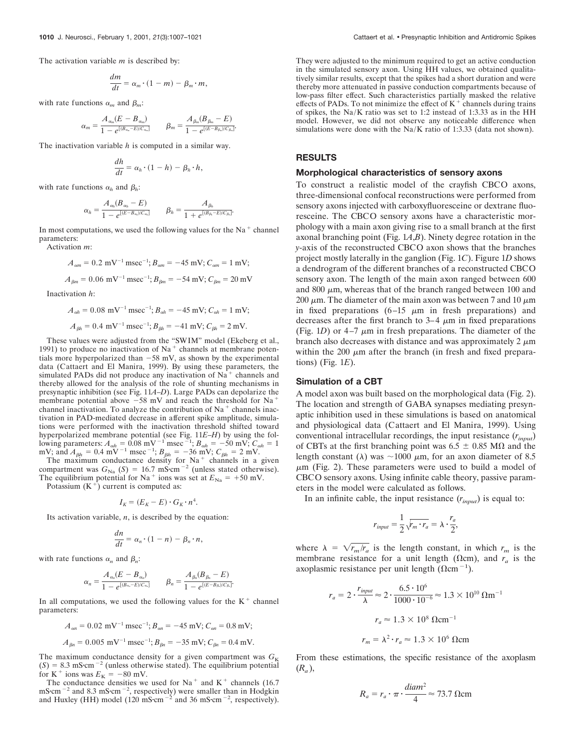The activation variable $m$ is described by:

$$\frac{dm}{dt} = \alpha_m \cdot (1 - m) - \beta_m \cdot m,$$

with rate functions $\alpha_m$ and $\beta_m$:

$$\alpha_m = \frac{A_{\alpha_m}(E - B_{\alpha_m})}{1 - e^{[(B_{\alpha_m} - E)/C_{\alpha_m}]}} \qquad \beta_m = \frac{A_{\beta_m}(B_{\beta_m} - E)}{1 - e^{[(E - B_{\beta_m})/C_{\beta_m}]}}.$$

The inactivation variable $h$ is computed in a similar way.

$$\frac{dh}{dt} = \alpha_h \cdot (1 - h) - \beta_h \cdot h,$$

with rate functions $\alpha_h$ and $\beta_h$:

$$\alpha_h = \frac{A_{\alpha_h}(B_{\alpha_h} - E)}{1 - e^{[(E - B_{\alpha_h})/C_{\alpha_h}]}} \qquad \beta_h = \frac{A_{\beta_h}}{1 + e^{[(B_{\beta_h} - E)/C_{\beta_h}]}}.$$

In most computations, we used the following values for the $Na^+$ channel parameters:

Activation $m$:

$$A_{\alpha m} = 0.2 \text{ mV}^{-1} \text{ msec}^{-1}; B_{\alpha m} = -45 \text{ mV}; C_{\alpha m} = 1 \text{ mV};$$

$$A_{\beta m} = 0.06 \text{ mV}^{-1} \text{ msec}^{-1}; B_{\beta m} = -54 \text{ mV}; C_{\beta m} = 20 \text{ mV}$$

Inactivation $h$:

$$A_{\alpha h} = 0.08 \text{ mV}^{-1} \text{ msec}^{-1}; B_{\alpha h} = -45 \text{ mV}; C_{\alpha h} = 1 \text{ mV};$$

$$A_{\beta h} = 0.4 \text{ mV}^{-1} \text{ msec}^{-1}; B_{\beta h} = -41 \text{ mV}; C_{\beta h} = 2 \text{ mV}.$$

These values were adjusted from the "SWIM" model (Ekeberg et al., 1991) to produce no inactivation of $Na^+$ channels at membrane potentials more hyperpolarized than −58 mV, as shown by the experimental data (Cattaert and El Manira, 1999). By using these parameters, the simulated PADs did not produce any inactivation of $Na^+$ channels and thereby allowed for the analysis of the role of shunting mechanisms in presynaptic inhibition (see Fig. 11*A–D*). Large PADs can depolarize the membrane potential above −58 mV and reach the threshold for $Na^+$ channel inactivation. To analyze the contribution of $Na^+$ channels inactivation in PAD-mediated decrease in afferent spike amplitude, simulations were performed with the inactivation threshold shifted toward hyperpolarized membrane potential (see Fig. 11*E–H*) by using the following parameters: $A_{\alpha h} = 0.08 \text{ mV}^{-1} \text{ msec}^{-1}$; $B_{\alpha h} = -50$ mV; $C_{\alpha h} = 1$ mV; and $A_{\beta h} = 0.4 \text{ mV}^{-1} \text{ msec}^{-1}$; $B_{\beta h} = -36$ mV; $C_{\beta h} = 2$ mV.

The maximum conductance density for $Na^+$ channels in a given compartment was $G_{Na}$ $(S) = 16.7 \text{ mS·cm}^{-2}$ (unless stated otherwise). The equilibrium potential for $Na^+$ ions was set at $E_{Na} = +50$ mV.

Potassium ($K^+$) current is computed as:

$$I_K = (E_K - E) \cdot G_K \cdot n^4.$$

Its activation variable, $n$, is described by the equation:

$$\frac{dn}{dt} = \alpha_n \cdot (1 - n) - \beta_n \cdot n,$$

with rate functions $\alpha_n$ and $\beta_n$:

$$\alpha_n = \frac{A_{\alpha_n}(E - B_{\alpha_n})}{1 - e^{[(B_{\alpha_n} - E)/C_{\alpha_n}]}} \qquad \beta_n = \frac{A_{\beta_n}(B_{\beta_n} - E)}{1 - e^{[(E - B_{\beta_n})/C_{\beta_n}]}}.$$

In all computations, we used the following values for the $K^+$ channel parameters:

$$A_{\alpha n} = 0.02 \text{ mV}^{-1} \text{ msec}^{-1}; B_{\alpha n} = -45 \text{ mV}; C_{\alpha n} = 0.8 \text{ mV};$$

$$A_{\beta n} = 0.005 \text{ mV}^{-1} \text{ msec}^{-1}; B_{\beta n} = -35 \text{ mV}; C_{\beta n} = 0.4 \text{ mV}.$$

The maximum conductance density for a given compartment was $G_K$ $(S) = 8.3 \text{ mS·cm}^{-2}$ (unless otherwise stated). The equilibrium potential for $K^+$ ions was $E_K = -80$ mV.

The conductance densities we used for $Na^+$ and $K^+$ channels (16.7 $\text{mS·cm}^{-2}$ and 8.3 $\text{mS·cm}^{-2}$, respectively) were smaller than in Hodgkin and Huxley (HH) model (120 $\text{mS·cm}^{-2}$ and 36 $\text{mS·cm}^{-2}$, respectively). They were adjusted to the minimum required to get an active conduction in the simulated sensory axon. Using HH values, we obtained qualitatively similar results, except that the spikes had a short duration and were thereby more attenuated in passive conduction compartments because of low-pass filter effect. Such characteristics partially masked the relative effects of PADs. To not minimize the effect of $K^+$ channels during trains of spikes, the Na/K ratio was set to 1:2 instead of 1:3.33 as in the HH model. However, we did not observe any noticeable difference when simulations were done with the Na/K ratio of 1:3.33 (data not shown).

## RESULTS

### Morphological characteristics of sensory axons

To construct a realistic model of the crayfish CBCO axons, three-dimensional confocal reconstructions were performed from sensory axons injected with carboxyfluoresceine or dextrane fluoresceine. The CBCO sensory axons have a characteristic morphology with a main axon giving rise to a small branch at the first axonal branching point (Fig. 1*A*,*B*). Ninety degree rotation in the *y*-axis of the reconstructed CBCO axon shows that the branches project mostly laterally in the ganglion (Fig. 1*C*). Figure 1*D* shows a dendrogram of the different branches of a reconstructed CBCO sensory axon. The length of the main axon ranged between 600 and 800 μm, whereas that of the branch ranged between 100 and 200 μm. The diameter of the main axon was between 7 and 10 μm in fixed preparations (6–15 μm in fresh preparations) and decreases after the first branch to 3–4 μm in fixed preparations (Fig. 1*D*) or 4–7 μm in fresh preparations. The diameter of the branch also decreases with distance and was approximately 2 μm within the 200 μm after the branch (in fresh and fixed preparations) (Fig. 1*E*).

### Simulation of a CBT

A model axon was built based on the morphological data (Fig. 2). The location and strength of GABA synapses mediating presynaptic inhibition used in these simulations is based on anatomical and physiological data (Cattaert and El Manira, 1999). Using conventional intracellular recordings, the input resistance ($r_{input}$) of CBTs at the first branching point was 6.5 ± 0.85 MΩ and the length constant (λ) was ~1000 μm, for an axon diameter of 8.5 μm (Fig. 2). These parameters were used to build a model of CBCO sensory axons. Using infinite cable theory, passive parameters in the model were calculated as follows.

In an infinite cable, the input resistance ($r_{input}$) is equal to:

$$r_{input} = \frac{1}{2}\sqrt{r_m \cdot r_a} = \lambda \cdot \frac{r_a}{2},$$

where $\lambda = \sqrt{r_m / r_a}$ is the length constant, in which $r_m$ is the membrane resistance for a unit length (Ωcm), and $r_a$ is the axoplasmic resistance per unit length ($\Omega\text{cm}^{-1}$).

$$r_a = 2 \cdot \frac{r_{input}}{\lambda} \approx 2 \cdot \frac{6.5 \cdot 10^6}{1000 \cdot 10^{-6}} \approx 1.3 \times 10^{10}\ \Omega\text{m}^{-1}$$

$$r_a \approx 1.3 \times 10^8\ \Omega\text{cm}^{-1}$$

$$r_m = \lambda^2 \cdot r_a \approx 1.3 \times 10^6\ \Omega\text{cm}$$

From these estimations, the specific resistance of the axoplasm ($R_a$),

$$R_a = r_a \cdot \pi \cdot \frac{diam^2}{4} \approx 73.7\ \Omega\text{cm}$$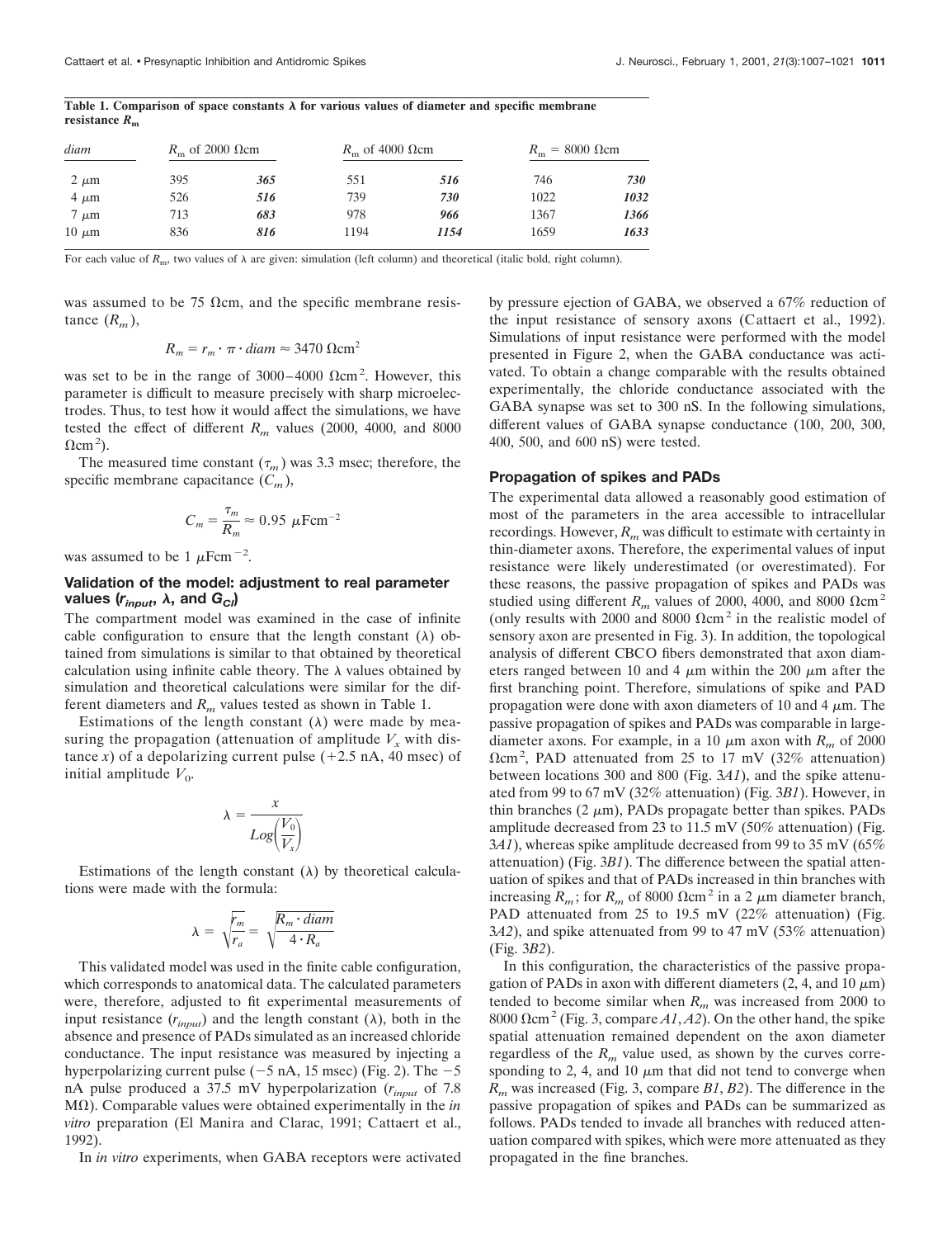**Table 1. Comparison of space constants λ for various values of diameter and specific membrane resistance $R_m$**

| *diam* | $R_m$ of 2000 Ωcm | | $R_m$ of 4000 Ωcm | | $R_m$ = 8000 Ωcm | |
|---|---|---|---|---|---|---|
| 2 μm | 395 | ***365*** | 551 | ***516*** | 746 | ***730*** |
| 4 μm | 526 | ***516*** | 739 | ***730*** | 1022 | ***1032*** |
| 7 μm | 713 | ***683*** | 978 | ***966*** | 1367 | ***1366*** |
| 10 μm | 836 | ***816*** | 1194 | ***1154*** | 1659 | ***1633*** |

For each value of $R_m$, two values of λ are given: simulation (left column) and theoretical (italic bold, right column).

was assumed to be 75 Ωcm, and the specific membrane resistance ($R_m$),

$$R_m = r_m \cdot \pi \cdot diam \approx 3470\ \Omega\text{cm}^2$$

was set to be in the range of 3000–4000 Ωcm$^2$. However, this parameter is difficult to measure precisely with sharp microelectrodes. Thus, to test how it would affect the simulations, we have tested the effect of different $R_m$ values (2000, 4000, and 8000 Ωcm$^2$).

The measured time constant ($\tau_m$) was 3.3 msec; therefore, the specific membrane capacitance ($C_m$),

$$C_m = \frac{\tau_m}{R_m} \approx 0.95\ \mu\text{Fcm}^{-2}$$

was assumed to be 1 μFcm$^{-2}$.

### Validation of the model: adjustment to real parameter values ($r_{input}$, λ, and $G_{Cl}$)

The compartment model was examined in the case of infinite cable configuration to ensure that the length constant (λ) obtained from simulations is similar to that obtained by theoretical calculation using infinite cable theory. The λ values obtained by simulation and theoretical calculations were similar for the different diameters and $R_m$ values tested as shown in Table 1.

Estimations of the length constant (λ) were made by measuring the propagation (attenuation of amplitude $V_x$ with distance $x$) of a depolarizing current pulse (+2.5 nA, 40 msec) of initial amplitude $V_0$.

$$\lambda = \frac{x}{Log\left(\frac{V_0}{V_x}\right)}$$

Estimations of the length constant (λ) by theoretical calculations were made with the formula:

$$\lambda = \sqrt{\frac{r_m}{r_a}} = \sqrt{\frac{R_m \cdot diam}{4 \cdot R_a}}$$

This validated model was used in the finite cable configuration, which corresponds to anatomical data. The calculated parameters were, therefore, adjusted to fit experimental measurements of input resistance ($r_{input}$) and the length constant (λ), both in the absence and presence of PADs simulated as an increased chloride conductance. The input resistance was measured by injecting a hyperpolarizing current pulse (−5 nA, 15 msec) (Fig. 2). The −5 nA pulse produced a 37.5 mV hyperpolarization ($r_{input}$ of 7.8 MΩ). Comparable values were obtained experimentally in the *in vitro* preparation (El Manira and Clarac, 1991; Cattaert et al., 1992).

In *in vitro* experiments, when GABA receptors were activated by pressure ejection of GABA, we observed a 67% reduction of the input resistance of sensory axons (Cattaert et al., 1992). Simulations of input resistance were performed with the model presented in Figure 2, when the GABA conductance was activated. To obtain a change comparable with the results obtained experimentally, the chloride conductance associated with the GABA synapse was set to 300 nS. In the following simulations, different values of GABA synapse conductance (100, 200, 300, 400, 500, and 600 nS) were tested.

### Propagation of spikes and PADs

The experimental data allowed a reasonably good estimation of most of the parameters in the area accessible to intracellular recordings. However, $R_m$ was difficult to estimate with certainty in thin-diameter axons. Therefore, the experimental values of input resistance were likely underestimated (or overestimated). For these reasons, the passive propagation of spikes and PADs was studied using different $R_m$ values of 2000, 4000, and 8000 Ωcm$^2$ (only results with 2000 and 8000 Ωcm$^2$ in the realistic model of sensory axon are presented in Fig. 3). In addition, the topological analysis of different CBCO fibers demonstrated that axon diameters ranged between 10 and 4 μm within the 200 μm after the first branching point. Therefore, simulations of spike and PAD propagation were done with axon diameters of 10 and 4 μm. The passive propagation of spikes and PADs was comparable in large-diameter axons. For example, in a 10 μm axon with $R_m$ of 2000 Ωcm$^2$, PAD attenuated from 25 to 17 mV (32% attenuation) between locations 300 and 800 (Fig. 3*A1*), and the spike attenuated from 99 to 67 mV (32% attenuation) (Fig. 3*B1*). However, in thin branches (2 μm), PADs propagate better than spikes. PADs amplitude decreased from 23 to 11.5 mV (50% attenuation) (Fig. 3*A1*), whereas spike amplitude decreased from 99 to 35 mV (65% attenuation) (Fig. 3*B1*). The difference between the spatial attenuation of spikes and that of PADs increased in thin branches with increasing $R_m$; for $R_m$ of 8000 Ωcm$^2$ in a 2 μm diameter branch, PAD attenuated from 25 to 19.5 mV (22% attenuation) (Fig. 3*A2*), and spike attenuated from 99 to 47 mV (53% attenuation) (Fig. 3*B2*).

In this configuration, the characteristics of the passive propagation of PADs in axon with different diameters (2, 4, and 10 μm) tended to become similar when $R_m$ was increased from 2000 to 8000 Ωcm$^2$ (Fig. 3, compare *A1*, *A2*). On the other hand, the spike spatial attenuation remained dependent on the axon diameter regardless of the $R_m$ value used, as shown by the curves corresponding to 2, 4, and 10 μm that did not tend to converge when $R_m$ was increased (Fig. 3, compare *B1*, *B2*). The difference in the passive propagation of spikes and PADs can be summarized as follows. PADs tended to invade all branches with reduced attenuation compared with spikes, which were more attenuated as they propagated in the fine branches.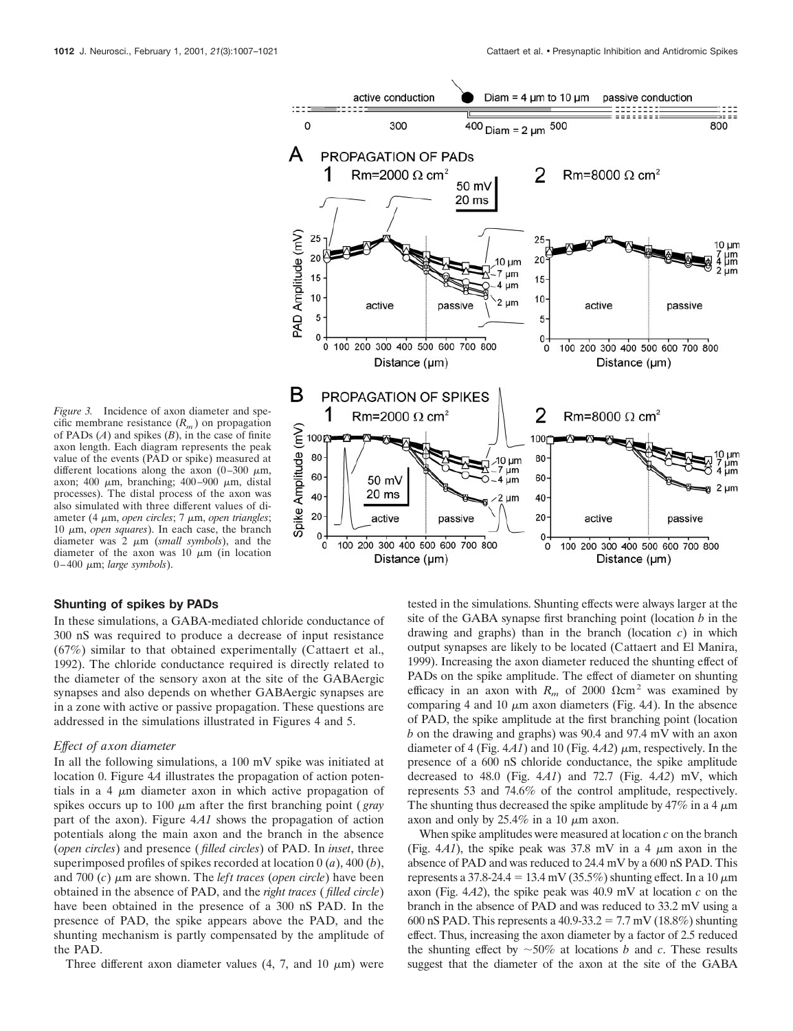*Figure 3.* Incidence of axon diameter and specific membrane resistance ($R_m$) on propagation of PADs (*A*) and spikes (*B*), in the case of finite axon length. Each diagram represents the peak value of the events (PAD or spike) measured at different locations along the axon (0–300 μm, axon; 400 μm, branching; 400–900 μm, distal processes). The distal process of the axon was also simulated with three different values of diameter (4 μm, *open circles*; 7 μm, *open triangles*; 10 μm, *open squares*). In each case, the branch diameter was 2 μm (*small symbols*), and the diameter of the axon was 10 μm (in location 0–400 μm; *large symbols*).

### Shunting of spikes by PADs

In these simulations, a GABA-mediated chloride conductance of 300 nS was required to produce a decrease of input resistance (67%) similar to that obtained experimentally (Cattaert et al., 1992). The chloride conductance required is directly related to the diameter of the sensory axon at the site of the GABAergic synapses and also depends on whether GABAergic synapses are in a zone with active or passive propagation. These questions are addressed in the simulations illustrated in Figures 4 and 5.

#### *Effect of axon diameter*

In all the following simulations, a 100 mV spike was initiated at location 0. Figure 4*A* illustrates the propagation of action potentials in a 4 μm diameter axon in which active propagation of spikes occurs up to 100 μm after the first branching point (*gray* part of the axon). Figure 4*A1* shows the propagation of action potentials along the main axon and the branch in the absence (*open circles*) and presence (*filled circles*) of PAD. In *inset*, three superimposed profiles of spikes recorded at location 0 (*a*), 400 (*b*), and 700 (*c*) μm are shown. The *left traces* (*open circle*) have been obtained in the absence of PAD, and the *right traces* (*filled circle*) have been obtained in the presence of a 300 nS PAD. In the presence of PAD, the spike appears above the PAD, and the shunting mechanism is partly compensated by the amplitude of the PAD.

Three different axon diameter values (4, 7, and 10 μm) were tested in the simulations. Shunting effects were always larger at the site of the GABA synapse first branching point (location *b* in the drawing and graphs) than in the branch (location *c*) in which output synapses are likely to be located (Cattaert and El Manira, 1999). Increasing the axon diameter reduced the shunting effect of PADs on the spike amplitude. The effect of diameter on shunting efficacy in an axon with $R_m$ of 2000 $\Omega\text{cm}^2$ was examined by comparing 4 and 10 μm axon diameters (Fig. 4*A*). In the absence of PAD, the spike amplitude at the first branching point (location *b* on the drawing and graphs) was 90.4 and 97.4 mV with an axon diameter of 4 (Fig. 4*A1*) and 10 (Fig. 4*A2*) μm, respectively. In the presence of a 600 nS chloride conductance, the spike amplitude decreased to 48.0 (Fig. 4*A1*) and 72.7 (Fig. 4*A2*) mV, which represents 53 and 74.6% of the control amplitude, respectively. The shunting thus decreased the spike amplitude by 47% in a 4 μm axon and only by 25.4% in a 10 μm axon.

When spike amplitudes were measured at location *c* on the branch (Fig. 4*A1*), the spike peak was 37.8 mV in a 4 μm axon in the absence of PAD and was reduced to 24.4 mV by a 600 nS PAD. This represents a 37.8-24.4 = 13.4 mV (35.5%) shunting effect. In a 10 μm axon (Fig. 4*A2*), the spike peak was 40.9 mV at location *c* on the branch in the absence of PAD and was reduced to 33.2 mV using a 600 nS PAD. This represents a 40.9-33.2 = 7.7 mV (18.8%) shunting effect. Thus, increasing the axon diameter by a factor of 2.5 reduced the shunting effect by ~50% at locations *b* and *c*. These results suggest that the diameter of the axon at the site of the GABA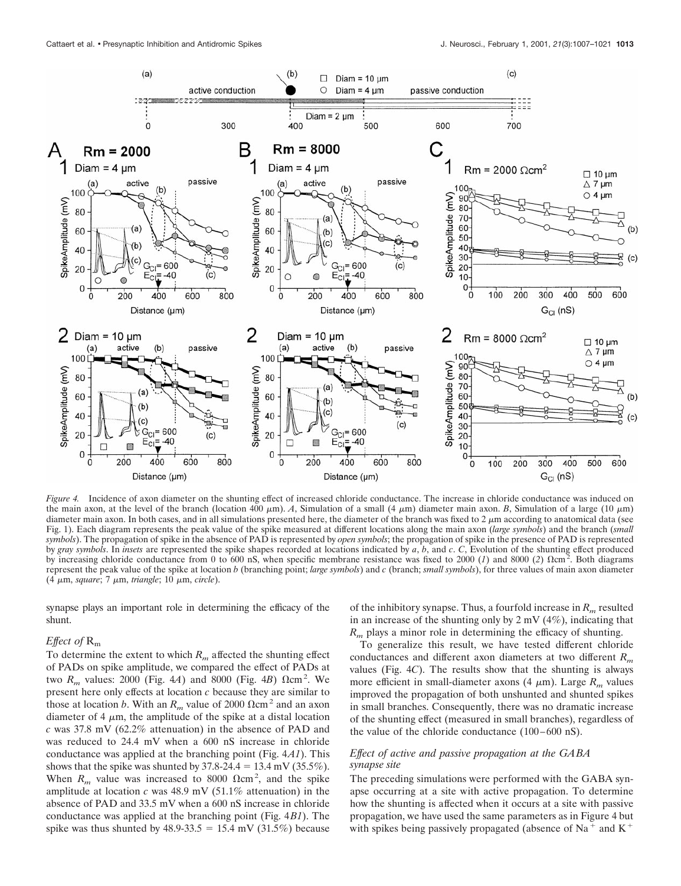*Figure 4.* Incidence of axon diameter on the shunting effect of increased chloride conductance. The increase in chloride conductance was induced on the main axon, at the level of the branch (location 400 μm). *A*, Simulation of a small (4 μm) diameter main axon. *B*, Simulation of a large (10 μm) diameter main axon. In both cases, and in all simulations presented here, the diameter of the branch was fixed to 2 μm according to anatomical data (see Fig. 1). Each diagram represents the peak value of the spike measured at different locations along the main axon (*large symbols*) and the branch (*small symbols*). The propagation of spike in the absence of PAD is represented by *open symbols*; the propagation of spike in the presence of PAD is represented by *gray symbols*. In *insets* are represented the spike shapes recorded at locations indicated by *a*, *b*, and *c*. *C*, Evolution of the shunting effect produced by increasing chloride conductance from 0 to 600 nS, when specific membrane resistance was fixed to 2000 (*1*) and 8000 (*2*) Ωcm². Both diagrams represent the peak value of the spike at location *b* (branching point; *large symbols*) and *c* (branch; *small symbols*), for three values of main axon diameter (4 μm, *square*; 7 μm, *triangle*; 10 μm, *circle*).

synapse plays an important role in determining the efficacy of the shunt.

### *Effect of* $R_m$

To determine the extent to which $R_m$ affected the shunting effect of PADs on spike amplitude, we compared the effect of PADs at two $R_m$ values: 2000 (Fig. 4*A*) and 8000 (Fig. 4*B*) Ωcm². We present here only effects at location *c* because they are similar to those at location *b*. With an $R_m$ value of 2000 Ωcm² and an axon diameter of 4 μm, the amplitude of the spike at a distal location *c* was 37.8 mV (62.2% attenuation) in the absence of PAD and was reduced to 24.4 mV when a 600 nS increase in chloride conductance was applied at the branching point (Fig. 4*A1*). This shows that the spike was shunted by 37.8-24.4 = 13.4 mV (35.5%). When $R_m$ value was increased to 8000 Ωcm², and the spike amplitude at location *c* was 48.9 mV (51.1% attenuation) in the absence of PAD and 33.5 mV when a 600 nS increase in chloride conductance was applied at the branching point (Fig. 4*B1*). The spike was thus shunted by 48.9-33.5 = 15.4 mV (31.5%) because of the inhibitory synapse. Thus, a fourfold increase in $R_m$ resulted in an increase of the shunting only by 2 mV (4%), indicating that $R_m$ plays a minor role in determining the efficacy of shunting.

To generalize this result, we have tested different chloride conductances and different axon diameters at two different $R_m$ values (Fig. 4*C*). The results show that the shunting is always more efficient in small-diameter axons (4 μm). Large $R_m$ values improved the propagation of both unshunted and shunted spikes in small branches. Consequently, there was no dramatic increase of the shunting effect (measured in small branches), regardless of the value of the chloride conductance (100–600 nS).

### *Effect of active and passive propagation at the GABA synapse site*

The preceding simulations were performed with the GABA synapse occurring at a site with active propagation. To determine how the shunting is affected when it occurs at a site with passive propagation, we have used the same parameters as in Figure 4 but with spikes being passively propagated (absence of $Na^+$ and $K^+$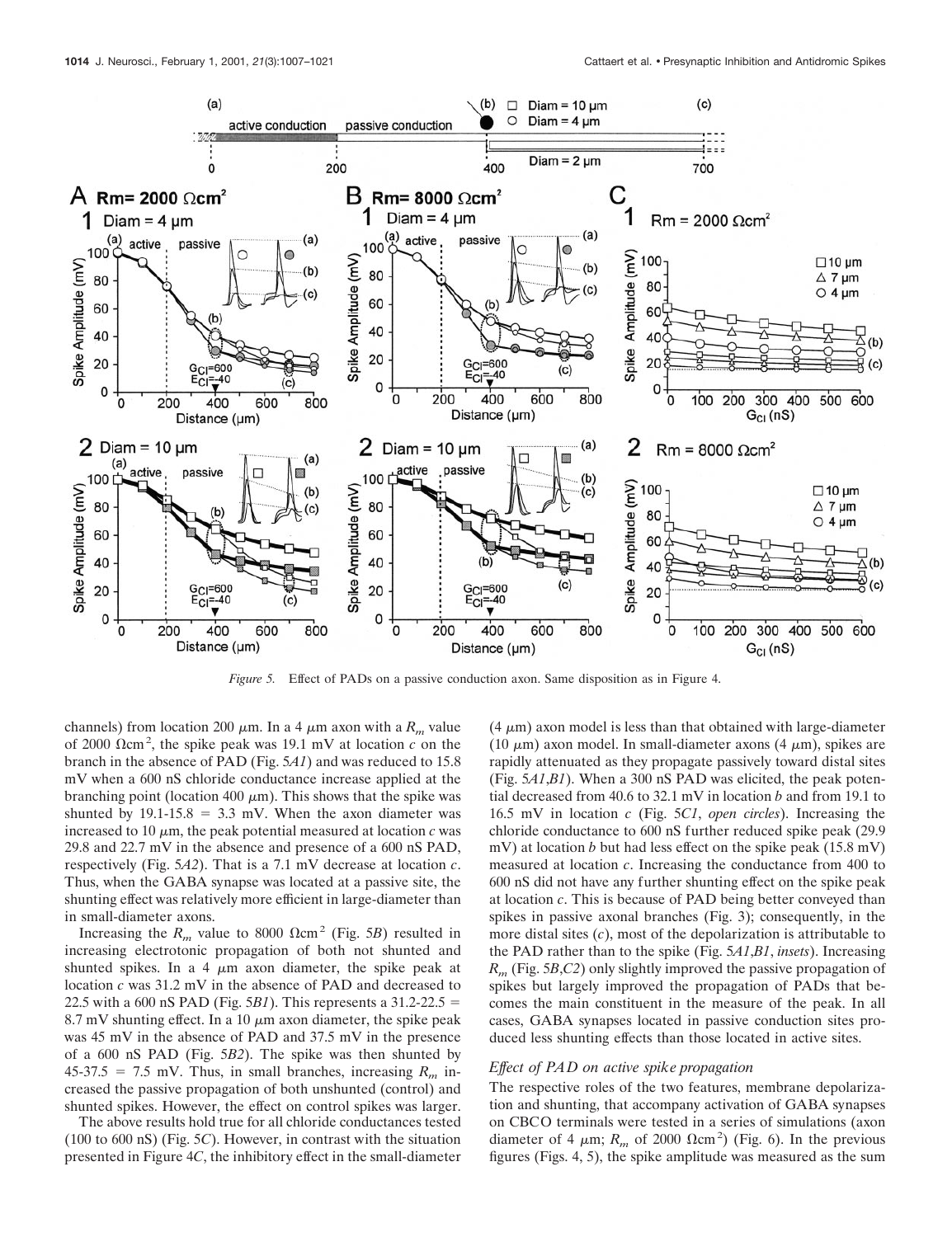*Figure 5.* Effect of PADs on a passive conduction axon. Same disposition as in Figure 4.

channels) from location 200 μm. In a 4 μm axon with a $R_m$ value of 2000 Ωcm$^2$, the spike peak was 19.1 mV at location *c* on the branch in the absence of PAD (Fig. 5*A1*) and was reduced to 15.8 mV when a 600 nS chloride conductance increase applied at the branching point (location 400 μm). This shows that the spike was shunted by 19.1-15.8 = 3.3 mV. When the axon diameter was increased to 10 μm, the peak potential measured at location *c* was 29.8 and 22.7 mV in the absence and presence of a 600 nS PAD, respectively (Fig. 5*A2*). That is a 7.1 mV decrease at location *c*. Thus, when the GABA synapse was located at a passive site, the shunting effect was relatively more efficient in large-diameter than in small-diameter axons.

Increasing the $R_m$ value to 8000 Ωcm$^2$ (Fig. 5*B*) resulted in increasing electrotonic propagation of both not shunted and shunted spikes. In a 4 μm axon diameter, the spike peak at location *c* was 31.2 mV in the absence of PAD and decreased to 22.5 with a 600 nS PAD (Fig. 5*B1*). This represents a 31.2-22.5 = 8.7 mV shunting effect. In a 10 μm axon diameter, the spike peak was 45 mV in the absence of PAD and 37.5 mV in the presence of a 600 nS PAD (Fig. 5*B2*). The spike was then shunted by 45-37.5 = 7.5 mV. Thus, in small branches, increasing $R_m$ increased the passive propagation of both unshunted (control) and shunted spikes. However, the effect on control spikes was larger.

The above results hold true for all chloride conductances tested (100 to 600 nS) (Fig. 5*C*). However, in contrast with the situation presented in Figure 4*C*, the inhibitory effect in the small-diameter (4 μm) axon model is less than that obtained with large-diameter (10 μm) axon model. In small-diameter axons (4 μm), spikes are rapidly attenuated as they propagate passively toward distal sites (Fig. 5*A1*,*B1*). When a 300 nS PAD was elicited, the peak potential decreased from 40.6 to 32.1 mV in location *b* and from 19.1 to 16.5 mV in location *c* (Fig. 5*C1*, *open circles*). Increasing the chloride conductance to 600 nS further reduced spike peak (29.9 mV) at location *b* but had less effect on the spike peak (15.8 mV) measured at location *c*. Increasing the conductance from 400 to 600 nS did not have any further shunting effect on the spike peak at location *c*. This is because of PAD being better conveyed than spikes in passive axonal branches (Fig. 3); consequently, in the more distal sites (*c*), most of the depolarization is attributable to the PAD rather than to the spike (Fig. 5*A1*,*B1*, *insets*). Increasing $R_m$ (Fig. 5*B*,*C2*) only slightly improved the passive propagation of spikes but largely improved the propagation of PADs that becomes the main constituent in the measure of the peak. In all cases, GABA synapses located in passive conduction sites produced less shunting effects than those located in active sites.

### *Effect of PAD on active spike propagation*

The respective roles of the two features, membrane depolarization and shunting, that accompany activation of GABA synapses on CBCO terminals were tested in a series of simulations (axon diameter of 4 μm; $R_m$ of 2000 Ωcm$^2$) (Fig. 6). In the previous figures (Figs. 4, 5), the spike amplitude was measured as the sum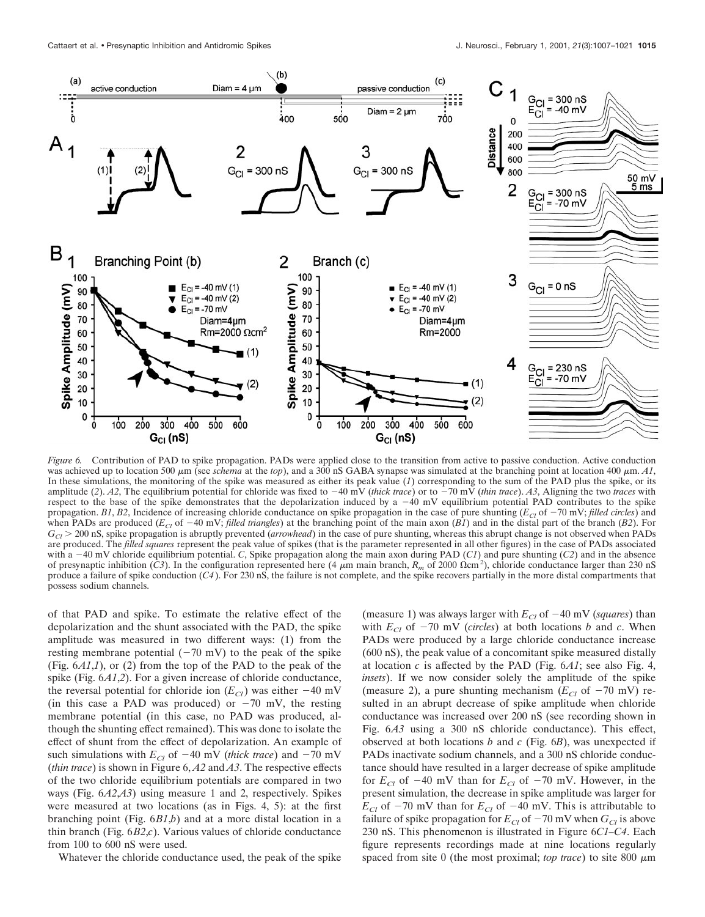*Figure 6.* Contribution of PAD to spike propagation. PADs were applied close to the transition from active to passive conduction. Active conduction was achieved up to location 500 μm (see *schema* at the *top*), and a 300 nS GABA synapse was simulated at the branching point at location 400 μm. *A1*, In these simulations, the monitoring of the spike was measured as either its peak value (*1*) corresponding to the sum of the PAD plus the spike, or its amplitude (*2*). *A2*, The equilibrium potential for chloride was fixed to −40 mV (*thick trace*) or to −70 mV (*thin trace*). *A3*, Aligning the two *traces* with respect to the base of the spike demonstrates that the depolarization induced by a −40 mV equilibrium potential PAD contributes to the spike propagation. *B1*, *B2*, Incidence of increasing chloride conductance on spike propagation in the case of pure shunting ($E_{Cl}$ of −70 mV; *filled circles*) and when PADs are produced ($E_{Cl}$ of −40 mV; *filled triangles*) at the branching point of the main axon (*B1*) and in the distal part of the branch (*B2*). For $G_{Cl} > 200$ nS, spike propagation is abruptly prevented (*arrowhead*) in the case of pure shunting, whereas this abrupt change is not observed when PADs are produced. The *filled squares* represent the peak value of spikes (that is the parameter represented in all other figures) in the case of PADs associated with a −40 mV chloride equilibrium potential. *C*, Spike propagation along the main axon during PAD (*C1*) and pure shunting (*C2*) and in the absence of presynaptic inhibition (*C3*). In the configuration represented here (4 μm main branch, $R_m$ of 2000 Ωcm$^2$), chloride conductance larger than 230 nS produce a failure of spike conduction (*C4*). For 230 nS, the failure is not complete, and the spike recovers partially in the more distal compartments that possess sodium channels.

of that PAD and spike. To estimate the relative effect of the depolarization and the shunt associated with the PAD, the spike amplitude was measured in two different ways: (1) from the resting membrane potential (−70 mV) to the peak of the spike (Fig. 6*A1*,*1*), or (2) from the top of the PAD to the peak of the spike (Fig. 6*A1*,*2*). For a given increase of chloride conductance, the reversal potential for chloride ion ($E_{Cl}$) was either −40 mV (in this case a PAD was produced) or −70 mV, the resting membrane potential (in this case, no PAD was produced, although the shunting effect remained). This was done to isolate the effect of shunt from the effect of depolarization. An example of such simulations with $E_{Cl}$ of −40 mV (*thick trace*) and −70 mV (*thin trace*) is shown in Figure 6, *A2* and *A3*. The respective effects of the two chloride equilibrium potentials are compared in two ways (Fig. 6*A2*,*A3*) using measure 1 and 2, respectively. Spikes were measured at two locations (as in Figs. 4, 5): at the first branching point (Fig. 6*B1*,*b*) and at a more distal location in a thin branch (Fig. 6*B2*,*c*). Various values of chloride conductance from 100 to 600 nS were used.

Whatever the chloride conductance used, the peak of the spike (measure 1) was always larger with $E_{Cl}$ of −40 mV (*squares*) than with $E_{Cl}$ of −70 mV (*circles*) at both locations *b* and *c*. When PADs were produced by a large chloride conductance increase (600 nS), the peak value of a concomitant spike measured distally at location *c* is affected by the PAD (Fig. 6*A1*; see also Fig. 4, *insets*). If we now consider solely the amplitude of the spike (measure 2), a pure shunting mechanism ($E_{Cl}$ of −70 mV) resulted in an abrupt decrease of spike amplitude when chloride conductance was increased over 200 nS (see recording shown in Fig. 6*A3* using a 300 nS chloride conductance). This effect, observed at both locations *b* and *c* (Fig. 6*B*), was unexpected if PADs inactivate sodium channels, and a 300 nS chloride conductance should have resulted in a larger decrease of spike amplitude for $E_{Cl}$ of −40 mV than for $E_{Cl}$ of −70 mV. However, in the present simulation, the decrease in spike amplitude was larger for $E_{Cl}$ of −70 mV than for $E_{Cl}$ of −40 mV. This is attributable to failure of spike propagation for $E_{Cl}$ of −70 mV when $G_{Cl}$ is above 230 nS. This phenomenon is illustrated in Figure 6*C1*–*C4*. Each figure represents recordings made at nine locations regularly spaced from site 0 (the most proximal; *top trace*) to site 800 μm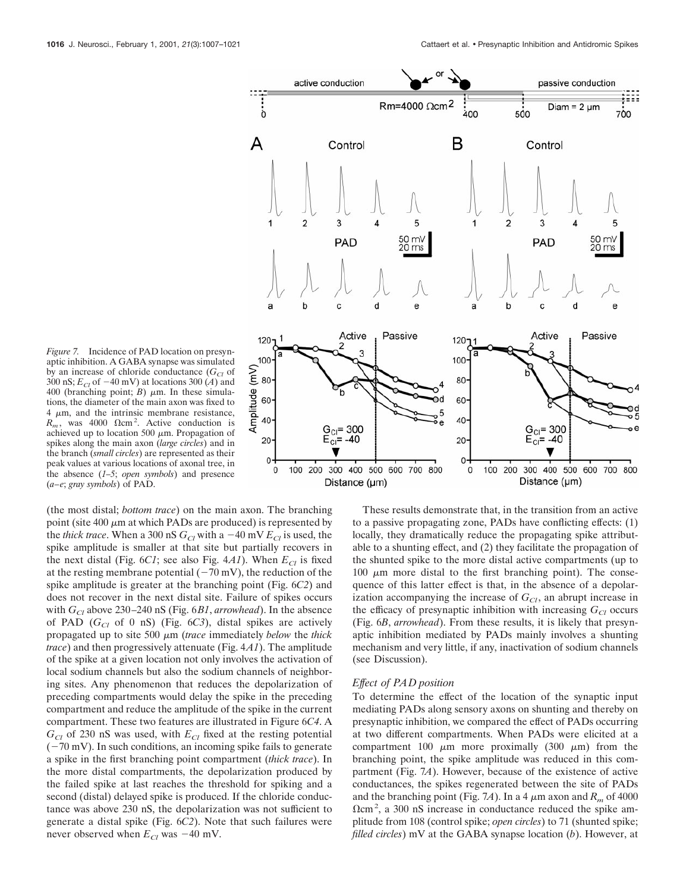*Figure 7.* Incidence of PAD location on presynaptic inhibition. A GABA synapse was simulated by an increase of chloride conductance ($G_{Cl}$ of 300 nS; $E_{Cl}$ of −40 mV) at locations 300 (*A*) and 400 (branching point; *B*) μm. In these simulations, the diameter of the main axon was fixed to 4 μm, and the intrinsic membrane resistance, $R_m$, was 4000 Ωcm². Active conduction is achieved up to location 500 μm. Propagation of spikes along the main axon (*large circles*) and in the branch (*small circles*) are represented as their peak values at various locations of axonal tree, in the absence (*1–5*; *open symbols*) and presence (*a–e*; *gray symbols*) of PAD.

(the most distal; *bottom trace*) on the main axon. The branching point (site 400 μm at which PADs are produced) is represented by the *thick trace*. When a 300 nS $G_{Cl}$ with a −40 mV $E_{Cl}$ is used, the spike amplitude is smaller at that site but partially recovers in the next distal (Fig. 6*C1*; see also Fig. 4*A1*). When $E_{Cl}$ is fixed at the resting membrane potential (−70 mV), the reduction of the spike amplitude is greater at the branching point (Fig. 6*C2*) and does not recover in the next distal site. Failure of spikes occurs with $G_{Cl}$ above 230–240 nS (Fig. 6*B1*, *arrowhead*). In the absence of PAD ($G_{Cl}$ of 0 nS) (Fig. 6*C3*), distal spikes are actively propagated up to site 500 μm (*trace* immediately *below* the *thick trace*) and then progressively attenuate (Fig. 4*A1*). The amplitude of the spike at a given location not only involves the activation of local sodium channels but also the sodium channels of neighboring sites. Any phenomenon that reduces the depolarization of preceding compartments would delay the spike in the preceding compartment and reduce the amplitude of the spike in the current compartment. These two features are illustrated in Figure 6*C4*. A $G_{Cl}$ of 230 nS was used, with $E_{Cl}$ fixed at the resting potential (−70 mV). In such conditions, an incoming spike fails to generate a spike in the first branching point compartment (*thick trace*). In the more distal compartments, the depolarization produced by the failed spike at last reaches the threshold for spiking and a second (distal) delayed spike is produced. If the chloride conductance was above 230 nS, the depolarization was not sufficient to generate a distal spike (Fig. 6*C2*). Note that such failures were never observed when $E_{Cl}$ was −40 mV.

These results demonstrate that, in the transition from an active to a passive propagating zone, PADs have conflicting effects: (1) locally, they dramatically reduce the propagating spike attributable to a shunting effect, and (2) they facilitate the propagation of the shunted spike to the more distal active compartments (up to 100 μm more distal to the first branching point). The consequence of this latter effect is that, in the absence of a depolarization accompanying the increase of $G_{Cl}$, an abrupt increase in the efficacy of presynaptic inhibition with increasing $G_{Cl}$ occurs (Fig. 6*B*, *arrowhead*). From these results, it is likely that presynaptic inhibition mediated by PADs mainly involves a shunting mechanism and very little, if any, inactivation of sodium channels (see Discussion).

### *Effect of PAD position*

To determine the effect of the location of the synaptic input mediating PADs along sensory axons on shunting and thereby on presynaptic inhibition, we compared the effect of PADs occurring at two different compartments. When PADs were elicited at a compartment 100 μm more proximally (300 μm) from the branching point, the spike amplitude was reduced in this compartment (Fig. 7*A*). However, because of the existence of active conductances, the spikes regenerated between the site of PADs and the branching point (Fig. 7*A*). In a 4 μm axon and $R_m$ of 4000 Ωcm², a 300 nS increase in conductance reduced the spike amplitude from 108 (control spike; *open circles*) to 71 (shunted spike; *filled circles*) mV at the GABA synapse location (*b*). However, at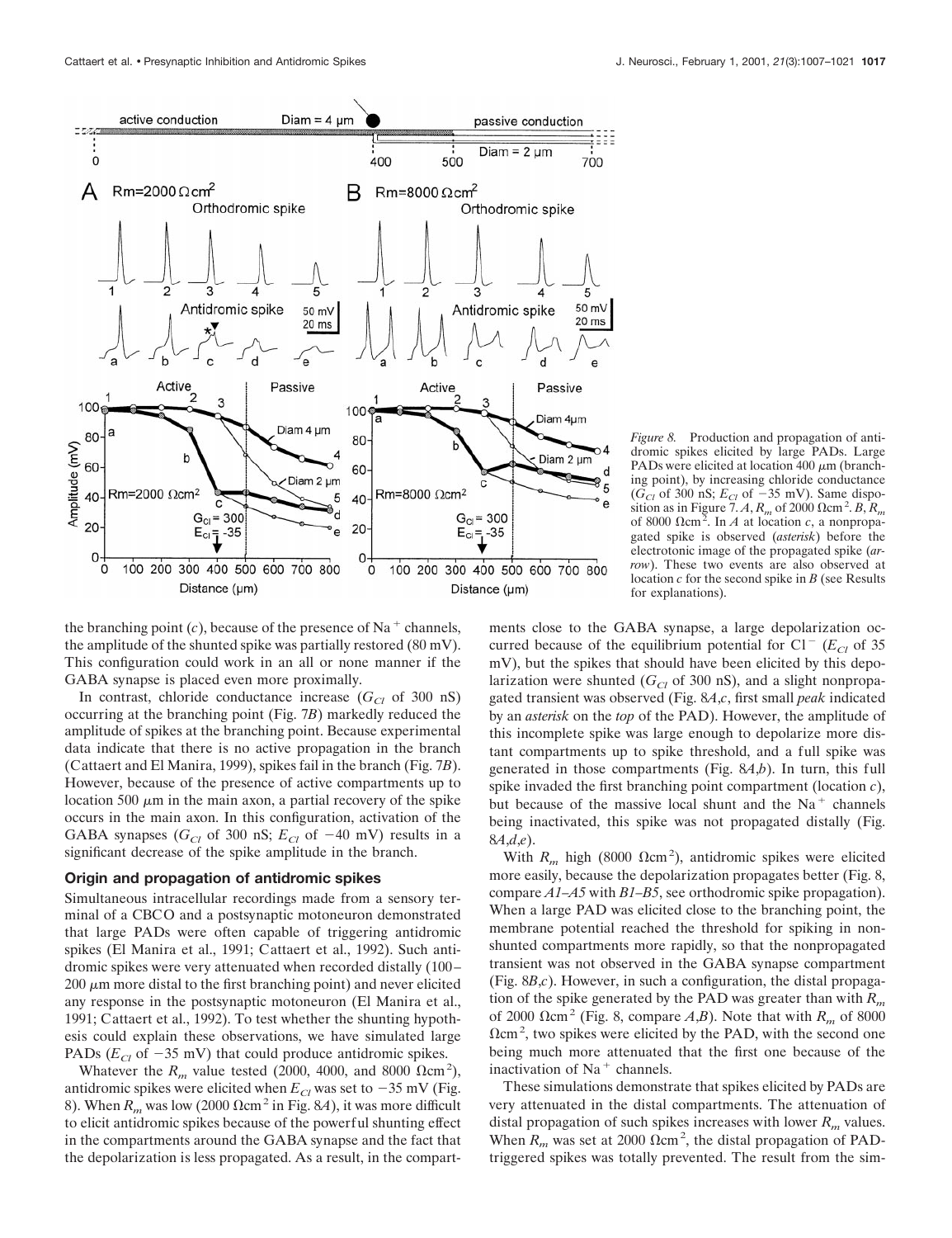*Figure 8.* Production and propagation of antidromic spikes elicited by large PADs. Large PADs were elicited at location 400 $\mu$m (branching point), by increasing chloride conductance ($G_{Cl}$ of 300 nS; $E_{Cl}$ of −35 mV). Same disposition as in Figure 7. *A*, $R_m$ of 2000 $\Omega$cm$^2$. *B*, $R_m$ of 8000 $\Omega$cm$^2$. In *A* at location *c*, a nonpropagated spike is observed (*asterisk*) before the electrotonic image of the propagated spike (*arrow*). These two events are also observed at location *c* for the second spike in *B* (see Results for explanations).

the branching point (*c*), because of the presence of $Na^+$ channels, the amplitude of the shunted spike was partially restored (80 mV). This configuration could work in an all or none manner if the GABA synapse is placed even more proximally.

In contrast, chloride conductance increase ($G_{Cl}$ of 300 nS) occurring at the branching point (Fig. 7*B*) markedly reduced the amplitude of spikes at the branching point. Because experimental data indicate that there is no active propagation in the branch (Cattaert and El Manira, 1999), spikes fail in the branch (Fig. 7*B*). However, because of the presence of active compartments up to location 500 $\mu$m in the main axon, a partial recovery of the spike occurs in the main axon. In this configuration, activation of the GABA synapses ($G_{Cl}$ of 300 nS; $E_{Cl}$ of −40 mV) results in a significant decrease of the spike amplitude in the branch.

## Origin and propagation of antidromic spikes

Simultaneous intracellular recordings made from a sensory terminal of a CBCO and a postsynaptic motoneuron demonstrated that large PADs were often capable of triggering antidromic spikes (El Manira et al., 1991; Cattaert et al., 1992). Such antidromic spikes were very attenuated when recorded distally (100–200 $\mu$m more distal to the first branching point) and never elicited any response in the postsynaptic motoneuron (El Manira et al., 1991; Cattaert et al., 1992). To test whether the shunting hypothesis could explain these observations, we have simulated large PADs ($E_{Cl}$ of −35 mV) that could produce antidromic spikes.

Whatever the $R_m$ value tested (2000, 4000, and 8000 $\Omega$cm$^2$), antidromic spikes were elicited when $E_{Cl}$ was set to −35 mV (Fig. 8). When $R_m$ was low (2000 $\Omega$cm$^2$ in Fig. 8*A*), it was more difficult to elicit antidromic spikes because of the powerful shunting effect in the compartments around the GABA synapse and the fact that the depolarization is less propagated. As a result, in the compartments close to the GABA synapse, a large depolarization occurred because of the equilibrium potential for $Cl^-$ ($E_{Cl}$ of 35 mV), but the spikes that should have been elicited by this depolarization were shunted ($G_{Cl}$ of 300 nS), and a slight nonpropagated transient was observed (Fig. 8*A*,*c*, first small *peak* indicated by an *asterisk* on the *top* of the PAD). However, the amplitude of this incomplete spike was large enough to depolarize more distant compartments up to spike threshold, and a full spike was generated in those compartments (Fig. 8*A*,*b*). In turn, this full spike invaded the first branching point compartment (location *c*), but because of the massive local shunt and the $Na^+$ channels being inactivated, this spike was not propagated distally (Fig. 8*A*,*d*,*e*).

With $R_m$ high (8000 $\Omega$cm$^2$), antidromic spikes were elicited more easily, because the depolarization propagates better (Fig. 8, compare *A1*–*A5* with *B1*–*B5*, see orthodromic spike propagation). When a large PAD was elicited close to the branching point, the membrane potential reached the threshold for spiking in nonshunted compartments more rapidly, so that the nonpropagated transient was not observed in the GABA synapse compartment (Fig. 8*B*,*c*). However, in such a configuration, the distal propagation of the spike generated by the PAD was greater than with $R_m$ of 2000 $\Omega$cm$^2$ (Fig. 8, compare *A*,*B*). Note that with $R_m$ of 8000 $\Omega$cm$^2$, two spikes were elicited by the PAD, with the second one being much more attenuated that the first one because of the inactivation of $Na^+$ channels.

These simulations demonstrate that spikes elicited by PADs are very attenuated in the distal compartments. The attenuation of distal propagation of such spikes increases with lower $R_m$ values. When $R_m$ was set at 2000 $\Omega$cm$^2$, the distal propagation of PAD-triggered spikes was totally prevented. The result from the sim-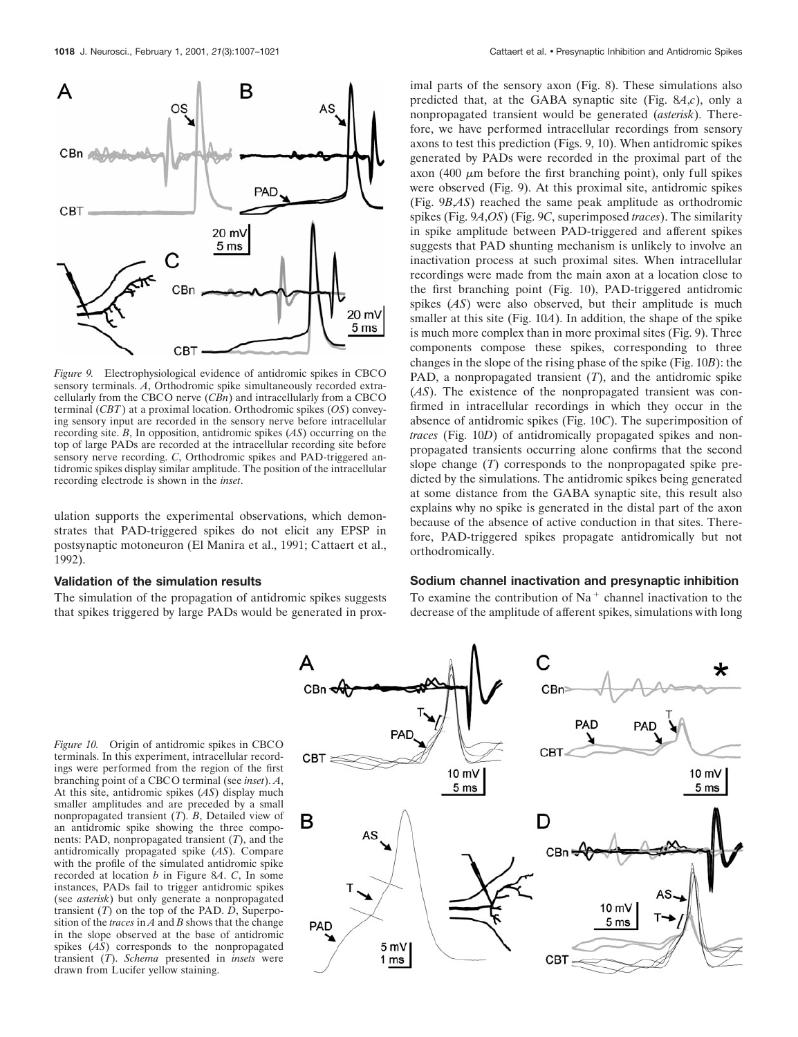*Figure 9.* Electrophysiological evidence of antidromic spikes in CBCO sensory terminals. *A*, Orthodromic spike simultaneously recorded extracellularly from the CBCO nerve (*CBn*) and intracellularly from a CBCO terminal (*CBT*) at a proximal location. Orthodromic spikes (*OS*) conveying sensory input are recorded in the sensory nerve before intracellular recording site. *B*, In opposition, antidromic spikes (*AS*) occurring on the top of large PADs are recorded at the intracellular recording site before sensory nerve recording. *C*, Orthodromic spikes and PAD-triggered antidromic spikes display similar amplitude. The position of the intracellular recording electrode is shown in the *inset*.

ulation supports the experimental observations, which demonstrates that PAD-triggered spikes do not elicit any EPSP in postsynaptic motoneuron (El Manira et al., 1991; Cattaert et al., 1992).

### Validation of the simulation results

The simulation of the propagation of antidromic spikes suggests that spikes triggered by large PADs would be generated in proximal parts of the sensory axon (Fig. 8). These simulations also predicted that, at the GABA synaptic site (Fig. 8*A*,*c*), only a nonpropagated transient would be generated (*asterisk*). Therefore, we have performed intracellular recordings from sensory axons to test this prediction (Figs. 9, 10). When antidromic spikes generated by PADs were recorded in the proximal part of the axon (400 μm before the first branching point), only full spikes were observed (Fig. 9). At this proximal site, antidromic spikes (Fig. 9*B*,*AS*) reached the same peak amplitude as orthodromic spikes (Fig. 9*A*,*OS*) (Fig. 9*C*, superimposed *traces*). The similarity in spike amplitude between PAD-triggered and afferent spikes suggests that PAD shunting mechanism is unlikely to involve an inactivation process at such proximal sites. When intracellular recordings were made from the main axon at a location close to the first branching point (Fig. 10), PAD-triggered antidromic spikes (*AS*) were also observed, but their amplitude is much smaller at this site (Fig. 10*A*). In addition, the shape of the spike is much more complex than in more proximal sites (Fig. 9). Three components compose these spikes, corresponding to three changes in the slope of the rising phase of the spike (Fig. 10*B*): the PAD, a nonpropagated transient (*T*), and the antidromic spike (*AS*). The existence of the nonpropagated transient was confirmed in intracellular recordings in which they occur in the absence of antidromic spikes (Fig. 10*C*). The superimposition of *traces* (Fig. 10*D*) of antidromically propagated spikes and nonpropagated transients occurring alone confirms that the second slope change (*T*) corresponds to the nonpropagated spike predicted by the simulations. The antidromic spikes being generated at some distance from the GABA synaptic site, this result also explains why no spike is generated in the distal part of the axon because of the absence of active conduction in that sites. Therefore, PAD-triggered spikes propagate antidromically but not orthodromically.

### Sodium channel inactivation and presynaptic inhibition

To examine the contribution of $Na^+$ channel inactivation to the decrease of the amplitude of afferent spikes, simulations with long

*Figure 10.* Origin of antidromic spikes in CBCO terminals. In this experiment, intracellular recordings were performed from the region of the first branching point of a CBCO terminal (see *inset*). *A*, At this site, antidromic spikes (*AS*) display much smaller amplitudes and are preceded by a small nonpropagated transient (*T*). *B*, Detailed view of an antidromic spike showing the three components: PAD, nonpropagated transient (*T*), and the antidromically propagated spike (*AS*). Compare with the profile of the simulated antidromic spike recorded at location *b* in Figure 8*A*. *C*, In some instances, PADs fail to trigger antidromic spikes (see *asterisk*) but only generate a nonpropagated transient (*T*) on the top of the PAD. *D*, Superposition of the *traces* in *A* and *B* shows that the change in the slope observed at the base of antidromic spikes (*AS*) corresponds to the nonpropagated transient (*T*). *Schema* presented in *insets* were drawn from Lucifer yellow staining.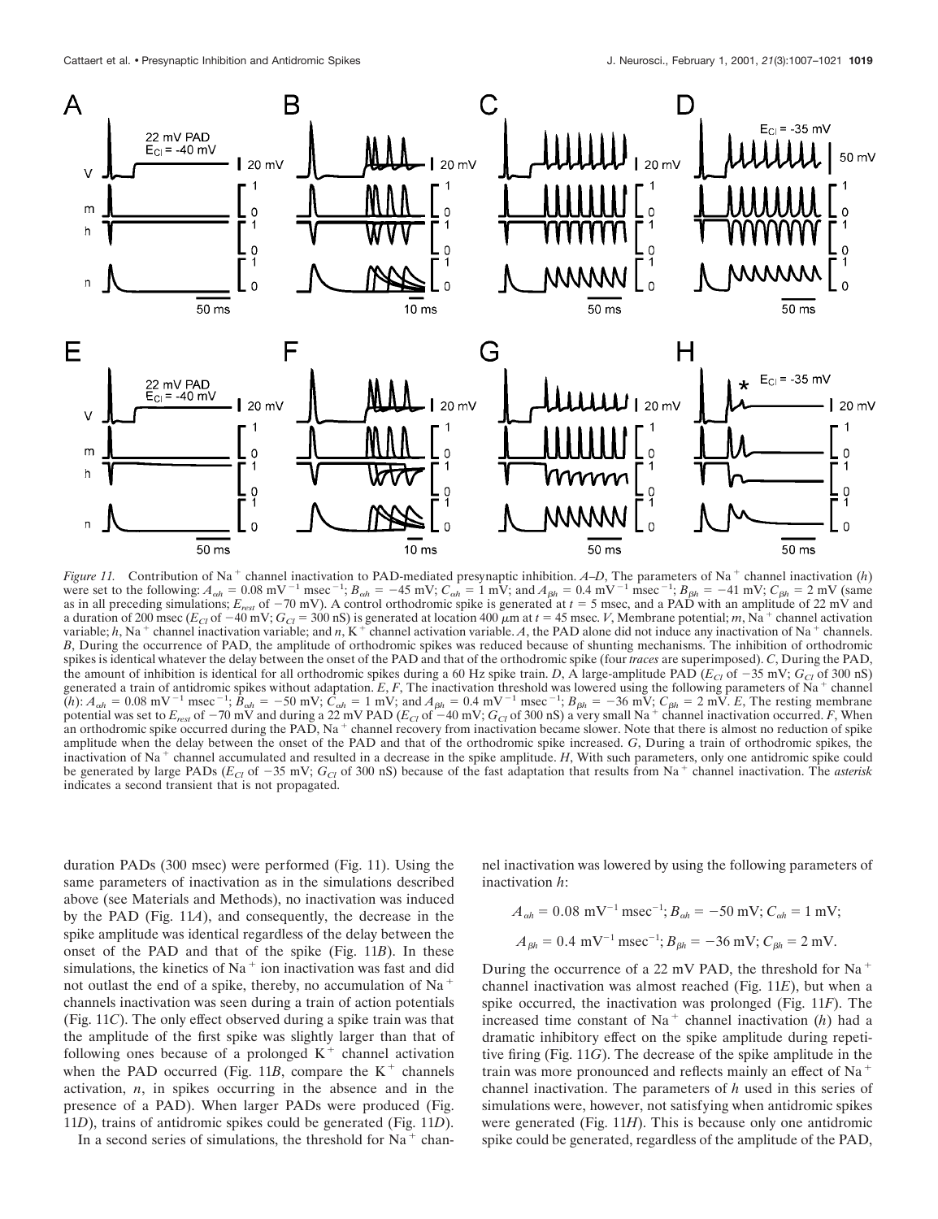*Figure 11.* Contribution of $Na^+$ channel inactivation to PAD-mediated presynaptic inhibition. *A–D*, The parameters of $Na^+$ channel inactivation (*h*) were set to the following: $A_{\alpha h} = 0.08\ mV^{-1}\ msec^{-1}$; $B_{\alpha h} = -45$ mV; $C_{\alpha h} = 1$ mV; and $A_{\beta h} = 0.4\ mV^{-1}\ msec^{-1}$; $B_{\beta h} = -41$ mV; $C_{\beta h} = 2$ mV (same as in all preceding simulations; $E_{rest}$ of $-70$ mV). A control orthodromic spike is generated at $t = 5$ msec, and a PAD with an amplitude of 22 mV and a duration of 200 msec ($E_{Cl}$ of $-40$ mV; $G_{Cl} = 300$ nS) is generated at location 400 μm at $t = 45$ msec. *V*, Membrane potential; *m*, $Na^+$ channel activation variable; *h*, $Na^+$ channel inactivation variable; and *n*, $K^+$ channel activation variable. *A*, The PAD alone did not induce any inactivation of $Na^+$ channels. *B*, During the occurrence of PAD, the amplitude of orthodromic spikes was reduced because of shunting mechanisms. The inhibition of orthodromic spikes is identical whatever the delay between the onset of the PAD and that of the orthodromic spike (four *traces* are superimposed). *C*, During the PAD, the amount of inhibition is identical for all orthodromic spikes during a 60 Hz spike train. *D*, A large-amplitude PAD ($E_{Cl}$ of $-35$ mV; $G_{Cl}$ of 300 nS) generated a train of antidromic spikes without adaptation. *E*, *F*, The inactivation threshold was lowered using the following parameters of $Na^+$ channel (*h*): $A_{\alpha h} = 0.08\ mV^{-1}\ msec^{-1}$; $B_{\alpha h} = -50$ mV; $C_{\alpha h} = 1$ mV; and $A_{\beta h} = 0.4\ mV^{-1}\ msec^{-1}$; $B_{\beta h} = -36$ mV; $C_{\beta h} = 2$ mV. *E*, The resting membrane potential was set to $E_{rest}$ of $-70$ mV and during a 22 mV PAD ($E_{Cl}$ of $-40$ mV; $G_{Cl}$ of 300 nS) a very small $Na^+$ channel inactivation occurred. *F*, When an orthodromic spike occurred during the PAD, $Na^+$ channel recovery from inactivation became slower. Note that there is almost no reduction of spike amplitude when the delay between the onset of the PAD and that of the orthodromic spike increased. *G*, During a train of orthodromic spikes, the inactivation of $Na^+$ channel accumulated and resulted in a decrease in the spike amplitude. *H*, With such parameters, only one antidromic spike could be generated by large PADs ($E_{Cl}$ of $-35$ mV; $G_{Cl}$ of 300 nS) because of the fast adaptation that results from $Na^+$ channel inactivation. The *asterisk* indicates a second transient that is not propagated.

duration PADs (300 msec) were performed (Fig. 11). Using the same parameters of inactivation as in the simulations described above (see Materials and Methods), no inactivation was induced by the PAD (Fig. 11*A*), and consequently, the decrease in the spike amplitude was identical regardless of the delay between the onset of the PAD and that of the spike (Fig. 11*B*). In these simulations, the kinetics of $Na^+$ ion inactivation was fast and did not outlast the end of a spike, thereby, no accumulation of $Na^+$ channels inactivation was seen during a train of action potentials (Fig. 11*C*). The only effect observed during a spike train was that the amplitude of the first spike was slightly larger than that of following ones because of a prolonged $K^+$ channel activation when the PAD occurred (Fig. 11*B*, compare the $K^+$ channels activation, *n*, in spikes occurring in the absence and in the presence of a PAD). When larger PADs were produced (Fig. 11*D*), trains of antidromic spikes could be generated (Fig. 11*D*).

In a second series of simulations, the threshold for $Na^+$ channel inactivation was lowered by using the following parameters of inactivation *h*:

$$A_{\alpha h} = 0.08\ mV^{-1}\ msec^{-1}; B_{\alpha h} = -50\ mV; C_{\alpha h} = 1\ mV;$$

$$A_{\beta h} = 0.4\ mV^{-1}\ msec^{-1}; B_{\beta h} = -36\ mV; C_{\beta h} = 2\ mV.$$

During the occurrence of a 22 mV PAD, the threshold for $Na^+$ channel inactivation was almost reached (Fig. 11*E*), but when a spike occurred, the inactivation was prolonged (Fig. 11*F*). The increased time constant of $Na^+$ channel inactivation (*h*) had a dramatic inhibitory effect on the spike amplitude during repetitive firing (Fig. 11*G*). The decrease of the spike amplitude in the train was more pronounced and reflects mainly an effect of $Na^+$ channel inactivation. The parameters of *h* used in this series of simulations were, however, not satisfying when antidromic spikes were generated (Fig. 11*H*). This is because only one antidromic spike could be generated, regardless of the amplitude of the PAD,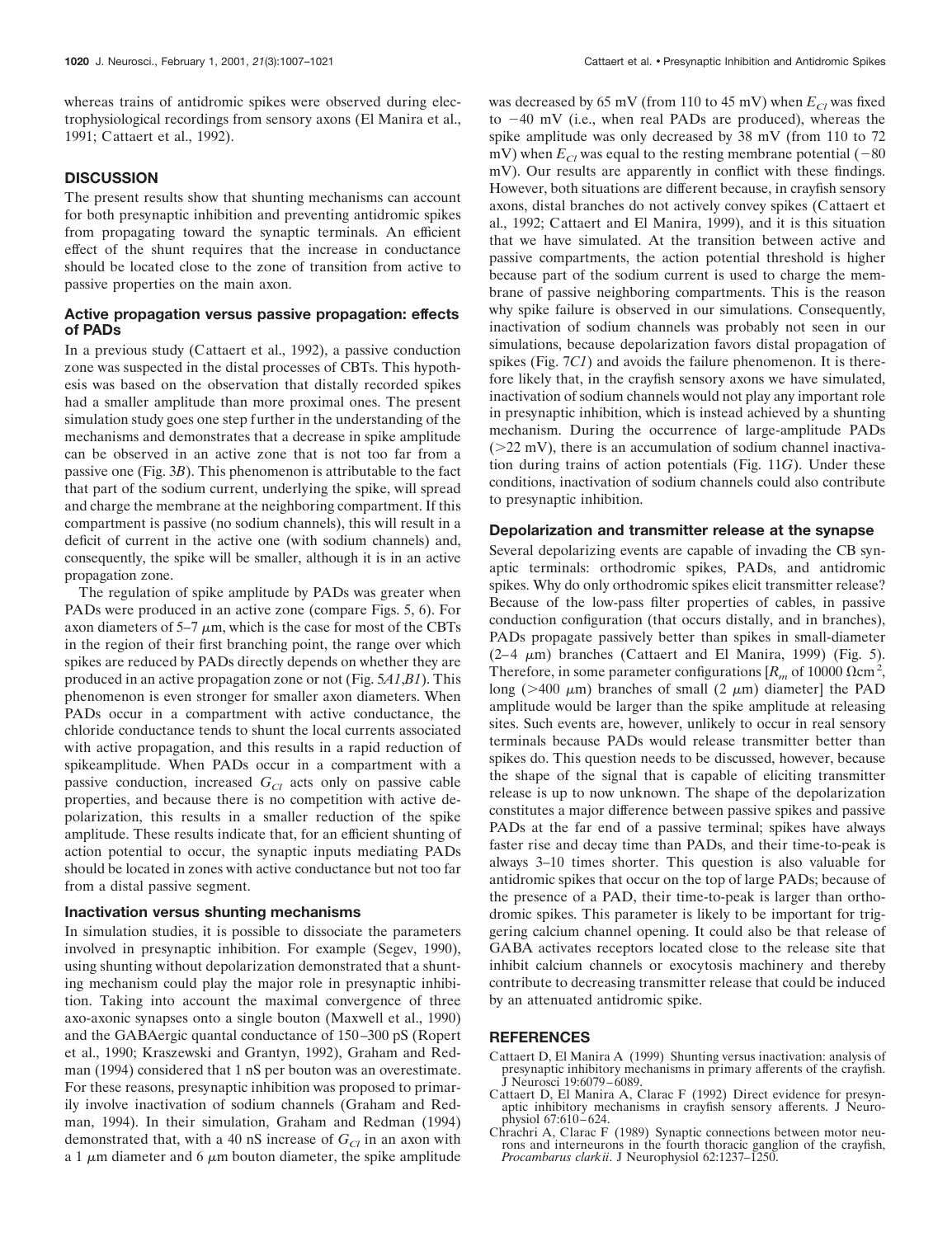whereas trains of antidromic spikes were observed during electrophysiological recordings from sensory axons (El Manira et al., 1991; Cattaert et al., 1992).

## DISCUSSION

The present results show that shunting mechanisms can account for both presynaptic inhibition and preventing antidromic spikes from propagating toward the synaptic terminals. An efficient effect of the shunt requires that the increase in conductance should be located close to the zone of transition from active to passive properties on the main axon.

### Active propagation versus passive propagation: effects of PADs

In a previous study (Cattaert et al., 1992), a passive conduction zone was suspected in the distal processes of CBTs. This hypothesis was based on the observation that distally recorded spikes had a smaller amplitude than more proximal ones. The present simulation study goes one step further in the understanding of the mechanisms and demonstrates that a decrease in spike amplitude can be observed in an active zone that is not too far from a passive one (Fig. 3*B*). This phenomenon is attributable to the fact that part of the sodium current, underlying the spike, will spread and charge the membrane at the neighboring compartment. If this compartment is passive (no sodium channels), this will result in a deficit of current in the active one (with sodium channels) and, consequently, the spike will be smaller, although it is in an active propagation zone.

The regulation of spike amplitude by PADs was greater when PADs were produced in an active zone (compare Figs. 5, 6). For axon diameters of 5–7 $\mu$m, which is the case for most of the CBTs in the region of their first branching point, the range over which spikes are reduced by PADs directly depends on whether they are produced in an active propagation zone or not (Fig. 5*A1*,*B1*). This phenomenon is even stronger for smaller axon diameters. When PADs occur in a compartment with active conductance, the chloride conductance tends to shunt the local currents associated with active propagation, and this results in a rapid reduction of spikeamplitude. When PADs occur in a compartment with a passive conduction, increased $G_{Cl}$ acts only on passive cable properties, and because there is no competition with active depolarization, this results in a smaller reduction of the spike amplitude. These results indicate that, for an efficient shunting of action potential to occur, the synaptic inputs mediating PADs should be located in zones with active conductance but not too far from a distal passive segment.

### Inactivation versus shunting mechanisms

In simulation studies, it is possible to dissociate the parameters involved in presynaptic inhibition. For example (Segev, 1990), using shunting without depolarization demonstrated that a shunting mechanism could play the major role in presynaptic inhibition. Taking into account the maximal convergence of three axo-axonic synapses onto a single bouton (Maxwell et al., 1990) and the GABAergic quantal conductance of 150–300 pS (Ropert et al., 1990; Kraszewski and Grantyn, 1992), Graham and Redman (1994) considered that 1 nS per bouton was an overestimate. For these reasons, presynaptic inhibition was proposed to primarily involve inactivation of sodium channels (Graham and Redman, 1994). In their simulation, Graham and Redman (1994) demonstrated that, with a 40 nS increase of $G_{Cl}$ in an axon with a 1 $\mu$m diameter and 6 $\mu$m bouton diameter, the spike amplitude was decreased by 65 mV (from 110 to 45 mV) when $E_{Cl}$ was fixed to −40 mV (i.e., when real PADs are produced), whereas the spike amplitude was only decreased by 38 mV (from 110 to 72 mV) when $E_{Cl}$ was equal to the resting membrane potential (−80 mV). Our results are apparently in conflict with these findings. However, both situations are different because, in crayfish sensory axons, distal branches do not actively convey spikes (Cattaert et al., 1992; Cattaert and El Manira, 1999), and it is this situation that we have simulated. At the transition between active and passive compartments, the action potential threshold is higher because part of the sodium current is used to charge the membrane of passive neighboring compartments. This is the reason why spike failure is observed in our simulations. Consequently, inactivation of sodium channels was probably not seen in our simulations, because depolarization favors distal propagation of spikes (Fig. 7*C1*) and avoids the failure phenomenon. It is therefore likely that, in the crayfish sensory axons we have simulated, inactivation of sodium channels would not play any important role in presynaptic inhibition, which is instead achieved by a shunting mechanism. During the occurrence of large-amplitude PADs (>22 mV), there is an accumulation of sodium channel inactivation during trains of action potentials (Fig. 11*G*). Under these conditions, inactivation of sodium channels could also contribute to presynaptic inhibition.

### Depolarization and transmitter release at the synapse

Several depolarizing events are capable of invading the CB synaptic terminals: orthodromic spikes, PADs, and antidromic spikes. Why do only orthodromic spikes elicit transmitter release? Because of the low-pass filter properties of cables, in passive conduction configuration (that occurs distally, and in branches), PADs propagate passively better than spikes in small-diameter (2–4 $\mu$m) branches (Cattaert and El Manira, 1999) (Fig. 5). Therefore, in some parameter configurations [$R_m$ of 10000 $\Omega$cm$^2$, long (>400 $\mu$m) branches of small (2 $\mu$m) diameter] the PAD amplitude would be larger than the spike amplitude at releasing sites. Such events are, however, unlikely to occur in real sensory terminals because PADs would release transmitter better than spikes do. This question needs to be discussed, however, because the shape of the signal that is capable of eliciting transmitter release is up to now unknown. The shape of the depolarization constitutes a major difference between passive spikes and passive PADs at the far end of a passive terminal; spikes have always faster rise and decay time than PADs, and their time-to-peak is always 3–10 times shorter. This question is also valuable for antidromic spikes that occur on the top of large PADs; because of the presence of a PAD, their time-to-peak is larger than orthodromic spikes. This parameter is likely to be important for triggering calcium channel opening. It could also be that release of GABA activates receptors located close to the release site that inhibit calcium channels or exocytosis machinery and thereby contribute to decreasing transmitter release that could be induced by an attenuated antidromic spike.

## REFERENCES

Cattaert D, El Manira A (1999) Shunting versus inactivation: analysis of presynaptic inhibitory mechanisms in primary afferents of the crayfish. J Neurosci 19:6079–6089.

Cattaert D, El Manira A, Clarac F (1992) Direct evidence for presynaptic inhibitory mechanisms in crayfish sensory afferents. J Neurophysiol 67:610–624.

Chrachri A, Clarac F (1989) Synaptic connections between motor neurons and interneurons in the fourth thoracic ganglion of the crayfish, *Procambarus clarkii*. J Neurophysiol 62:1237–1250.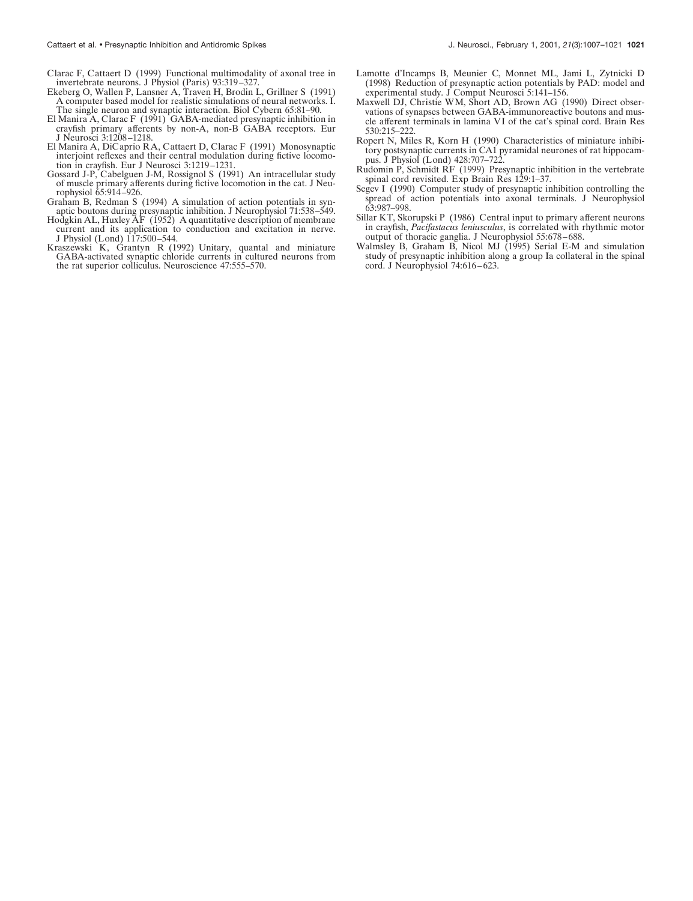Clarac F, Cattaert D (1999) Functional multimodality of axonal tree in invertebrate neurons. J Physiol (Paris) 93:319–327.

Ekeberg O, Wallen P, Lansner A, Traven H, Brodin L, Grillner S (1991) A computer based model for realistic simulations of neural networks. I. The single neuron and synaptic interaction. Biol Cybern 65:81–90.

El Manira A, Clarac F (1991) GABA-mediated presynaptic inhibition in crayfish primary afferents by non-A, non-B GABA receptors. Eur J Neurosci 3:1208–1218.

El Manira A, DiCaprio RA, Cattaert D, Clarac F (1991) Monosynaptic interjoint reflexes and their central modulation during fictive locomotion in crayfish. Eur J Neurosci 3:1219–1231.

Gossard J-P, Cabelguen J-M, Rossignol S (1991) An intracellular study of muscle primary afferents during fictive locomotion in the cat. J Neurophysiol 65:914–926.

Graham B, Redman S (1994) A simulation of action potentials in synaptic boutons during presynaptic inhibition. J Neurophysiol 71:538–549.

Hodgkin AL, Huxley AF (1952) A quantitative description of membrane current and its application to conduction and excitation in nerve. J Physiol (Lond) 117:500–544.

Kraszewski K, Grantyn R (1992) Unitary, quantal and miniature GABA-activated synaptic chloride currents in cultured neurons from the rat superior colliculus. Neuroscience 47:555–570.

Lamotte d'Incamps B, Meunier C, Monnet ML, Jami L, Zytnicki D (1998) Reduction of presynaptic action potentials by PAD: model and experimental study. J Comput Neurosci 5:141–156.

Maxwell DJ, Christie WM, Short AD, Brown AG (1990) Direct observations of synapses between GABA-immunoreactive boutons and muscle afferent terminals in lamina VI of the cat's spinal cord. Brain Res 530:215–222.

Ropert N, Miles R, Korn H (1990) Characteristics of miniature inhibitory postsynaptic currents in CA1 pyramidal neurones of rat hippocampus. J Physiol (Lond) 428:707–722.

Rudomin P, Schmidt RF (1999) Presynaptic inhibition in the vertebrate spinal cord revisited. Exp Brain Res 129:1–37.

Segev I (1990) Computer study of presynaptic inhibition controlling the spread of action potentials into axonal terminals. J Neurophysiol 63:987–998.

Sillar KT, Skorupski P (1986) Central input to primary afferent neurons in crayfish, *Pacifastacus leniusculus*, is correlated with rhythmic motor output of thoracic ganglia. J Neurophysiol 55:678–688.

Walmsley B, Graham B, Nicol MJ (1995) Serial E-M and simulation study of presynaptic inhibition along a group Ia collateral in the spinal cord. J Neurophysiol 74:616–623.